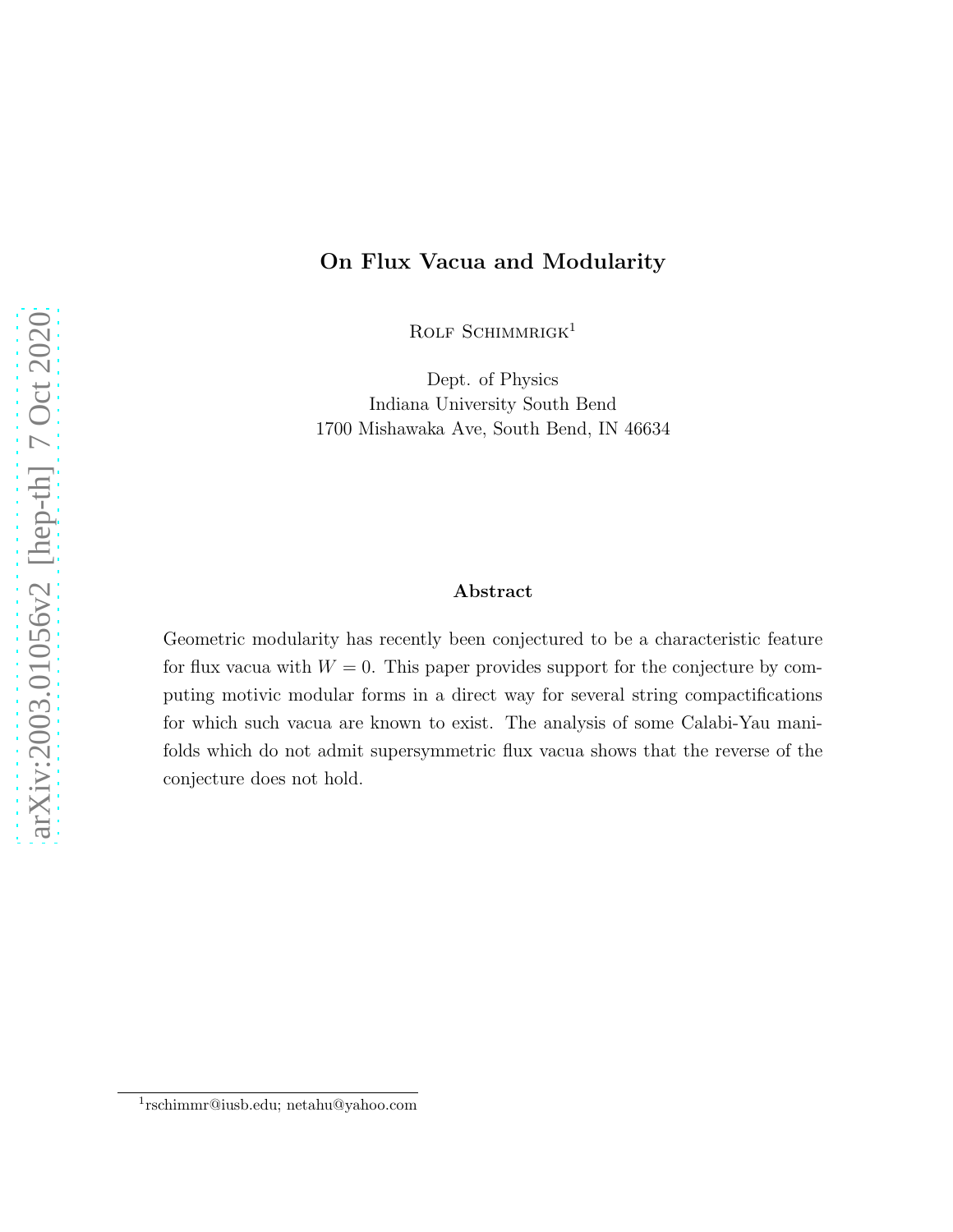# On Flux Vacua and Modularity

Rolf Schimmrigk[1]

Dept. of Physics
Indiana University South Bend
1700 Mishawaka Ave, South Bend, IN 46634

## Abstract

Geometric modularity has recently been conjectured to be a characteristic feature for flux vacua with $W = 0$. This paper provides support for the conjecture by computing motivic modular forms in a direct way for several string compactifications for which such vacua are known to exist. The analysis of some Calabi-Yau manifolds which do not admit supersymmetric flux vacua shows that the reverse of the conjecture does not hold.

[1] rschimmr@iusb.edu; netahu@yahoo.com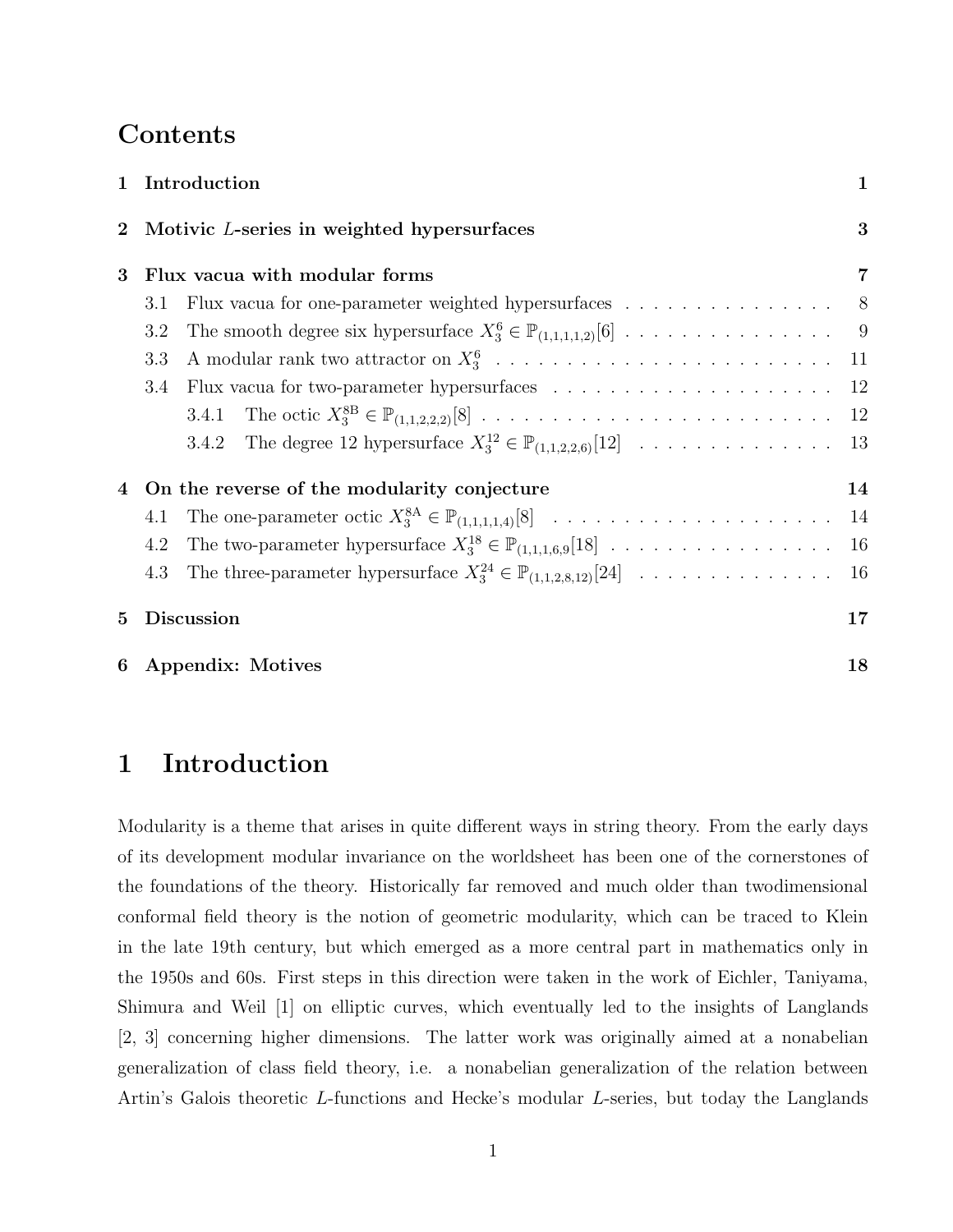# Contents

**1 Introduction 1**

**2 Motivic $L$-series in weighted hypersurfaces 3**

**3 Flux vacua with modular forms 7**

3.1 Flux vacua for one-parameter weighted hypersurfaces . . . 8

3.2 The smooth degree six hypersurface $X_3^6 \in \mathbb{P}_{(1,1,1,1,2)}[6]$ . . . 9

3.3 A modular rank two attractor on $X_3^6$ . . . 11

3.4 Flux vacua for two-parameter hypersurfaces . . . 12

3.4.1 The octic $X_3^{8\mathrm{B}} \in \mathbb{P}_{(1,1,2,2,2)}[8]$ . . . 12

3.4.2 The degree 12 hypersurface $X_3^{12} \in \mathbb{P}_{(1,1,2,2,6)}[12]$ . . . 13

**4 On the reverse of the modularity conjecture 14**

4.1 The one-parameter octic $X_3^{8\mathrm{A}} \in \mathbb{P}_{(1,1,1,1,4)}[8]$ . . . 14

4.2 The two-parameter hypersurface $X_3^{18} \in \mathbb{P}_{(1,1,1,6,9)}[18]$ . . . 16

4.3 The three-parameter hypersurface $X_3^{24} \in \mathbb{P}_{(1,1,2,8,12)}[24]$ . . . 16

**5 Discussion 17**

**6 Appendix: Motives 18**

# 1 Introduction

Modularity is a theme that arises in quite different ways in string theory. From the early days of its development modular invariance on the worldsheet has been one of the cornerstones of the foundations of the theory. Historically far removed and much older than twodimensional conformal field theory is the notion of geometric modularity, which can be traced to Klein in the late 19th century, but which emerged as a more central part in mathematics only in the 1950s and 60s. First steps in this direction were taken in the work of Eichler, Taniyama, Shimura and Weil [1] on elliptic curves, which eventually led to the insights of Langlands [2, 3] concerning higher dimensions. The latter work was originally aimed at a nonabelian generalization of class field theory, i.e. a nonabelian generalization of the relation between Artin's Galois theoretic $L$-functions and Hecke's modular $L$-series, but today the Langlands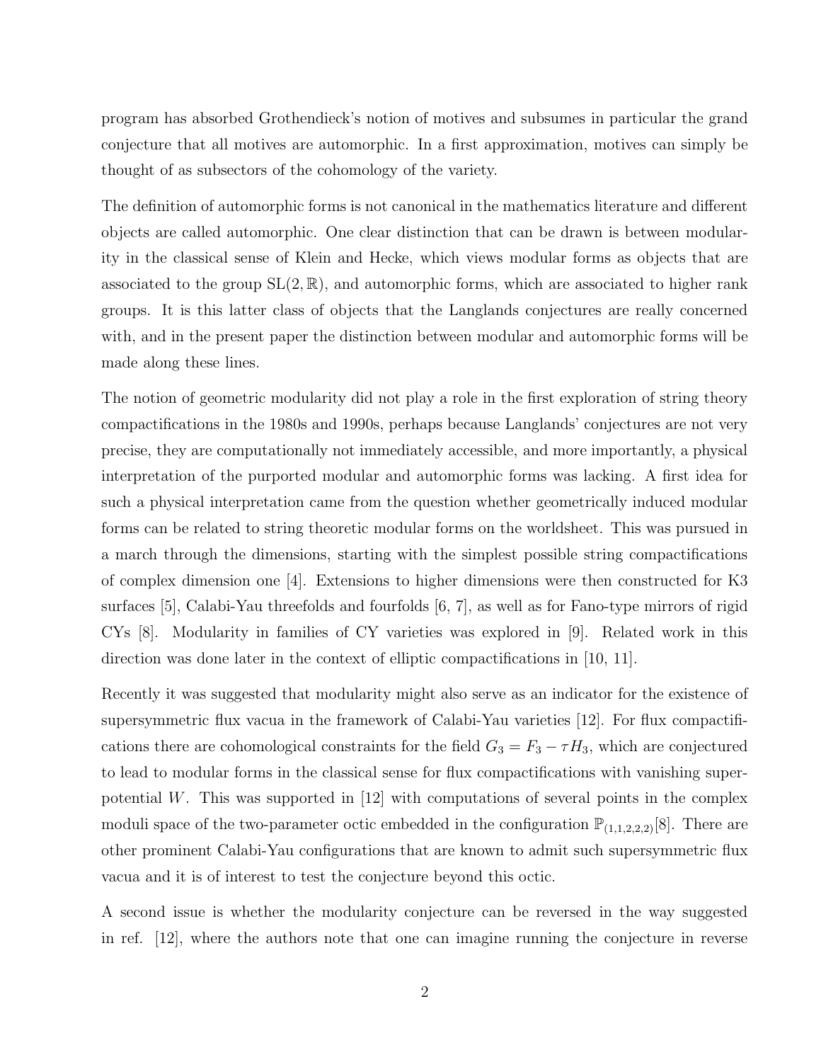program has absorbed Grothendieck's notion of motives and subsumes in particular the grand conjecture that all motives are automorphic. In a first approximation, motives can simply be thought of as subsectors of the cohomology of the variety.

The definition of automorphic forms is not canonical in the mathematics literature and different objects are called automorphic. One clear distinction that can be drawn is between modularity in the classical sense of Klein and Hecke, which views modular forms as objects that are associated to the group $\mathrm{SL}(2, \mathbb{R})$, and automorphic forms, which are associated to higher rank groups. It is this latter class of objects that the Langlands conjectures are really concerned with, and in the present paper the distinction between modular and automorphic forms will be made along these lines.

The notion of geometric modularity did not play a role in the first exploration of string theory compactifications in the 1980s and 1990s, perhaps because Langlands' conjectures are not very precise, they are computationally not immediately accessible, and more importantly, a physical interpretation of the purported modular and automorphic forms was lacking. A first idea for such a physical interpretation came from the question whether geometrically induced modular forms can be related to string theoretic modular forms on the worldsheet. This was pursued in a march through the dimensions, starting with the simplest possible string compactifications of complex dimension one [4]. Extensions to higher dimensions were then constructed for K3 surfaces [5], Calabi-Yau threefolds and fourfolds [6, 7], as well as for Fano-type mirrors of rigid CYs [8]. Modularity in families of CY varieties was explored in [9]. Related work in this direction was done later in the context of elliptic compactifications in [10, 11].

Recently it was suggested that modularity might also serve as an indicator for the existence of supersymmetric flux vacua in the framework of Calabi-Yau varieties [12]. For flux compactifications there are cohomological constraints for the field $G_3 = F_3 - \tau H_3$, which are conjectured to lead to modular forms in the classical sense for flux compactifications with vanishing superpotential $W$. This was supported in [12] with computations of several points in the complex moduli space of the two-parameter octic embedded in the configuration $\mathbb{P}_{(1,1,2,2,2)}[8]$. There are other prominent Calabi-Yau configurations that are known to admit such supersymmetric flux vacua and it is of interest to test the conjecture beyond this octic.

A second issue is whether the modularity conjecture can be reversed in the way suggested in ref. [12], where the authors note that one can imagine running the conjecture in reverse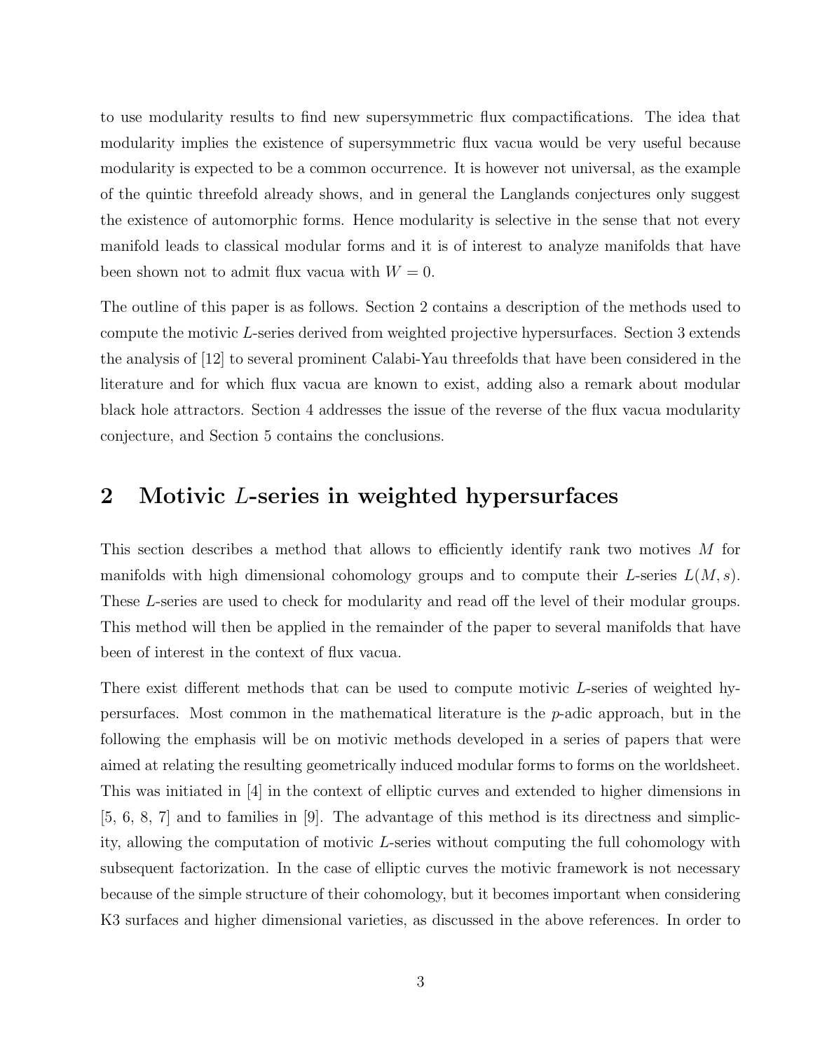to use modularity results to find new supersymmetric flux compactifications. The idea that modularity implies the existence of supersymmetric flux vacua would be very useful because modularity is expected to be a common occurrence. It is however not universal, as the example of the quintic threefold already shows, and in general the Langlands conjectures only suggest the existence of automorphic forms. Hence modularity is selective in the sense that not every manifold leads to classical modular forms and it is of interest to analyze manifolds that have been shown not to admit flux vacua with $W = 0$.

The outline of this paper is as follows. Section 2 contains a description of the methods used to compute the motivic $L$-series derived from weighted projective hypersurfaces. Section 3 extends the analysis of [12] to several prominent Calabi-Yau threefolds that have been considered in the literature and for which flux vacua are known to exist, adding also a remark about modular black hole attractors. Section 4 addresses the issue of the reverse of the flux vacua modularity conjecture, and Section 5 contains the conclusions.

## 2 Motivic $L$-series in weighted hypersurfaces

This section describes a method that allows to efficiently identify rank two motives $M$ for manifolds with high dimensional cohomology groups and to compute their $L$-series $L(M, s)$. These $L$-series are used to check for modularity and read off the level of their modular groups. This method will then be applied in the remainder of the paper to several manifolds that have been of interest in the context of flux vacua.

There exist different methods that can be used to compute motivic $L$-series of weighted hypersurfaces. Most common in the mathematical literature is the $p$-adic approach, but in the following the emphasis will be on motivic methods developed in a series of papers that were aimed at relating the resulting geometrically induced modular forms to forms on the worldsheet. This was initiated in [4] in the context of elliptic curves and extended to higher dimensions in [5, 6, 8, 7] and to families in [9]. The advantage of this method is its directness and simplicity, allowing the computation of motivic $L$-series without computing the full cohomology with subsequent factorization. In the case of elliptic curves the motivic framework is not necessary because of the simple structure of their cohomology, but it becomes important when considering K3 surfaces and higher dimensional varieties, as discussed in the above references. In order to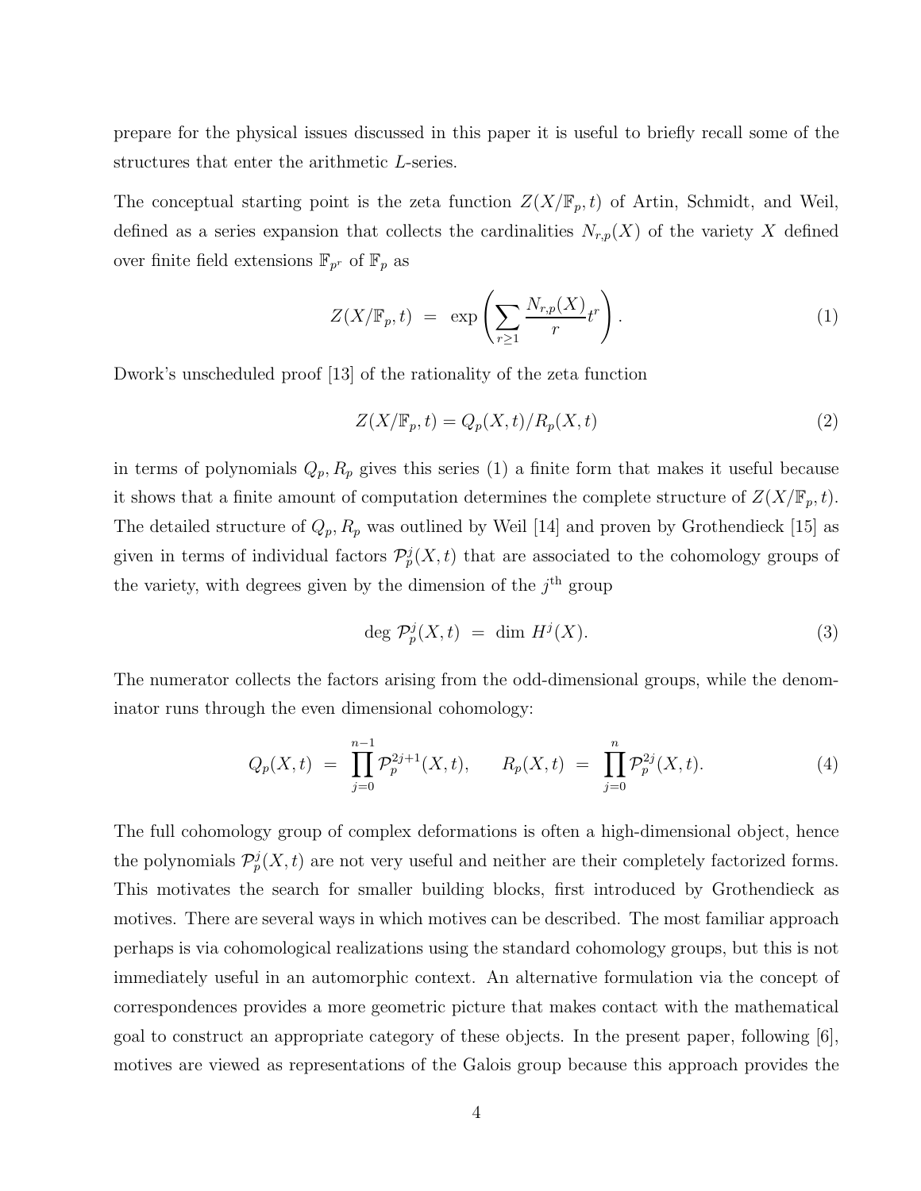prepare for the physical issues discussed in this paper it is useful to briefly recall some of the structures that enter the arithmetic $L$-series.

The conceptual starting point is the zeta function $Z(X/\mathbb{F}_p, t)$ of Artin, Schmidt, and Weil, defined as a series expansion that collects the cardinalities $N_{r,p}(X)$ of the variety $X$ defined over finite field extensions $\mathbb{F}_{p^r}$ of $\mathbb{F}_p$ as

$$Z(X/\mathbb{F}_p, t) \;=\; \exp\left(\sum_{r\geq 1} \frac{N_{r,p}(X)}{r} t^r\right). \tag{1}$$

Dwork's unscheduled proof [13] of the rationality of the zeta function

$$Z(X/\mathbb{F}_p, t) = Q_p(X,t)/R_p(X,t) \tag{2}$$

in terms of polynomials $Q_p, R_p$ gives this series (1) a finite form that makes it useful because it shows that a finite amount of computation determines the complete structure of $Z(X/\mathbb{F}_p, t)$. The detailed structure of $Q_p, R_p$ was outlined by Weil [14] and proven by Grothendieck [15] as given in terms of individual factors $\mathcal{P}_p^j(X,t)$ that are associated to the cohomology groups of the variety, with degrees given by the dimension of the $j^{\text{th}}$ group

$$\deg\, \mathcal{P}_p^j(X,t) \;=\; \dim\, H^j(X). \tag{3}$$

The numerator collects the factors arising from the odd-dimensional groups, while the denominator runs through the even dimensional cohomology:

$$Q_p(X,t) \;=\; \prod_{j=0}^{n-1} \mathcal{P}_p^{2j+1}(X,t), \qquad R_p(X,t) \;=\; \prod_{j=0}^{n} \mathcal{P}_p^{2j}(X,t). \tag{4}$$

The full cohomology group of complex deformations is often a high-dimensional object, hence the polynomials $\mathcal{P}_p^j(X,t)$ are not very useful and neither are their completely factorized forms. This motivates the search for smaller building blocks, first introduced by Grothendieck as motives. There are several ways in which motives can be described. The most familiar approach perhaps is via cohomological realizations using the standard cohomology groups, but this is not immediately useful in an automorphic context. An alternative formulation via the concept of correspondences provides a more geometric picture that makes contact with the mathematical goal to construct an appropriate category of these objects. In the present paper, following [6], motives are viewed as representations of the Galois group because this approach provides the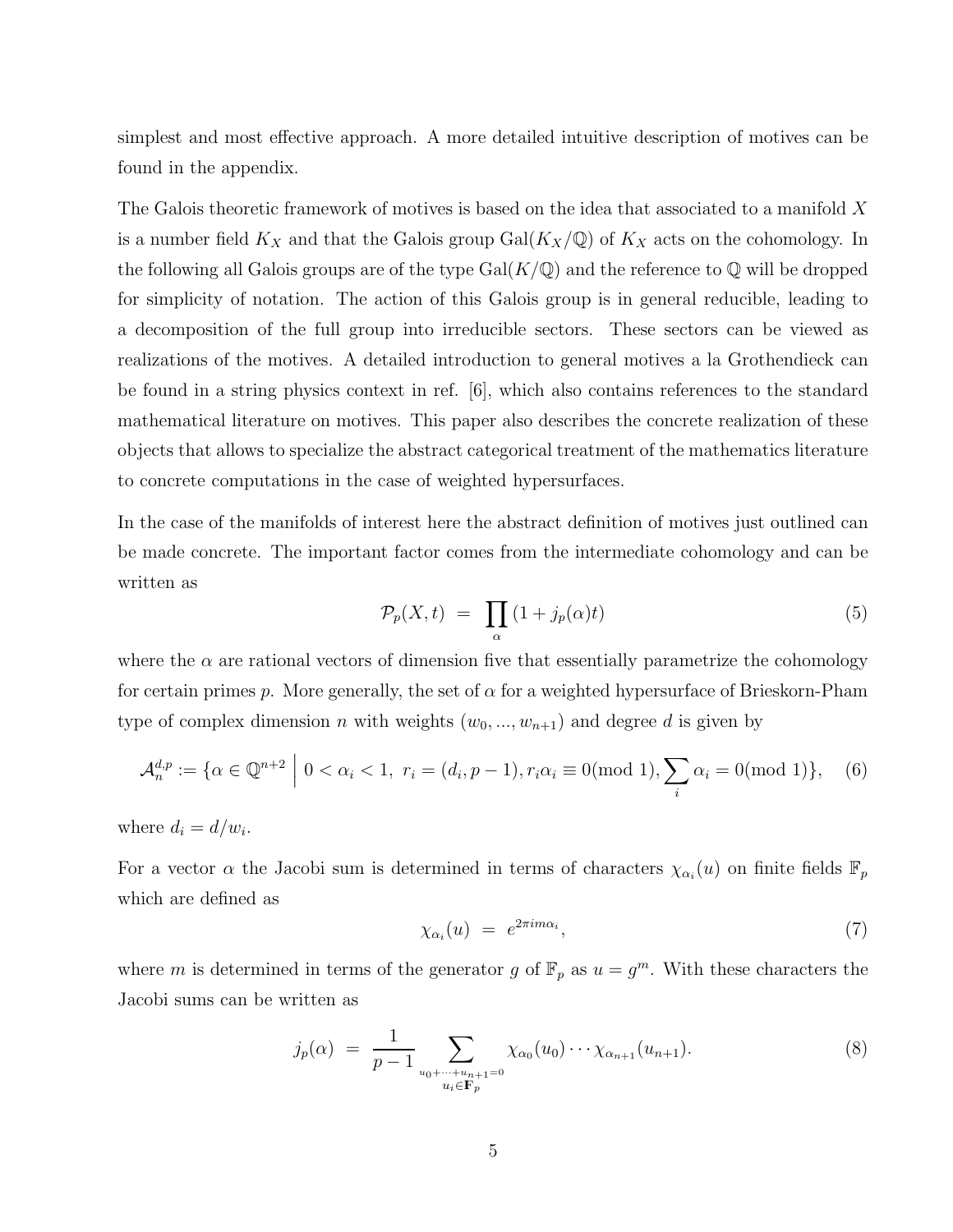simplest and most effective approach. A more detailed intuitive description of motives can be found in the appendix.

The Galois theoretic framework of motives is based on the idea that associated to a manifold $X$ is a number field $K_X$ and that the Galois group $\mathrm{Gal}(K_X/\mathbb{Q})$ of $K_X$ acts on the cohomology. In the following all Galois groups are of the type $\mathrm{Gal}(K/\mathbb{Q})$ and the reference to $\mathbb{Q}$ will be dropped for simplicity of notation. The action of this Galois group is in general reducible, leading to a decomposition of the full group into irreducible sectors. These sectors can be viewed as realizations of the motives. A detailed introduction to general motives a la Grothendieck can be found in a string physics context in ref. [6], which also contains references to the standard mathematical literature on motives. This paper also describes the concrete realization of these objects that allows to specialize the abstract categorical treatment of the mathematics literature to concrete computations in the case of weighted hypersurfaces.

In the case of the manifolds of interest here the abstract definition of motives just outlined can be made concrete. The important factor comes from the intermediate cohomology and can be written as

$$\mathcal{P}_p(X,t) \;=\; \prod_{\alpha} (1 + j_p(\alpha)t) \tag{5}$$

where the $\alpha$ are rational vectors of dimension five that essentially parametrize the cohomology for certain primes $p$. More generally, the set of $\alpha$ for a weighted hypersurface of Brieskorn-Pham type of complex dimension $n$ with weights $(w_0, ..., w_{n+1})$ and degree $d$ is given by

$$\mathcal{A}_n^{d,p} := \{\alpha \in \mathbb{Q}^{n+2} \;\Big|\; 0 < \alpha_i < 1,\; r_i = (d_i, p-1), r_i\alpha_i \equiv 0 (\mathrm{mod}\ 1), \sum_i \alpha_i = 0 (\mathrm{mod}\ 1)\}, \tag{6}$$

where $d_i = d/w_i$.

For a vector $\alpha$ the Jacobi sum is determined in terms of characters $\chi_{\alpha_i}(u)$ on finite fields $\mathbb{F}_p$ which are defined as

$$\chi_{\alpha_i}(u) \;=\; e^{2\pi i m \alpha_i}, \tag{7}$$

where $m$ is determined in terms of the generator $g$ of $\mathbb{F}_p$ as $u = g^m$. With these characters the Jacobi sums can be written as

$$j_p(\alpha) \;=\; \frac{1}{p-1} \sum_{\substack{u_0 + \cdots + u_{n+1} = 0 \\ u_i \in \mathbf{F}_p}} \chi_{\alpha_0}(u_0) \cdots \chi_{\alpha_{n+1}}(u_{n+1}). \tag{8}$$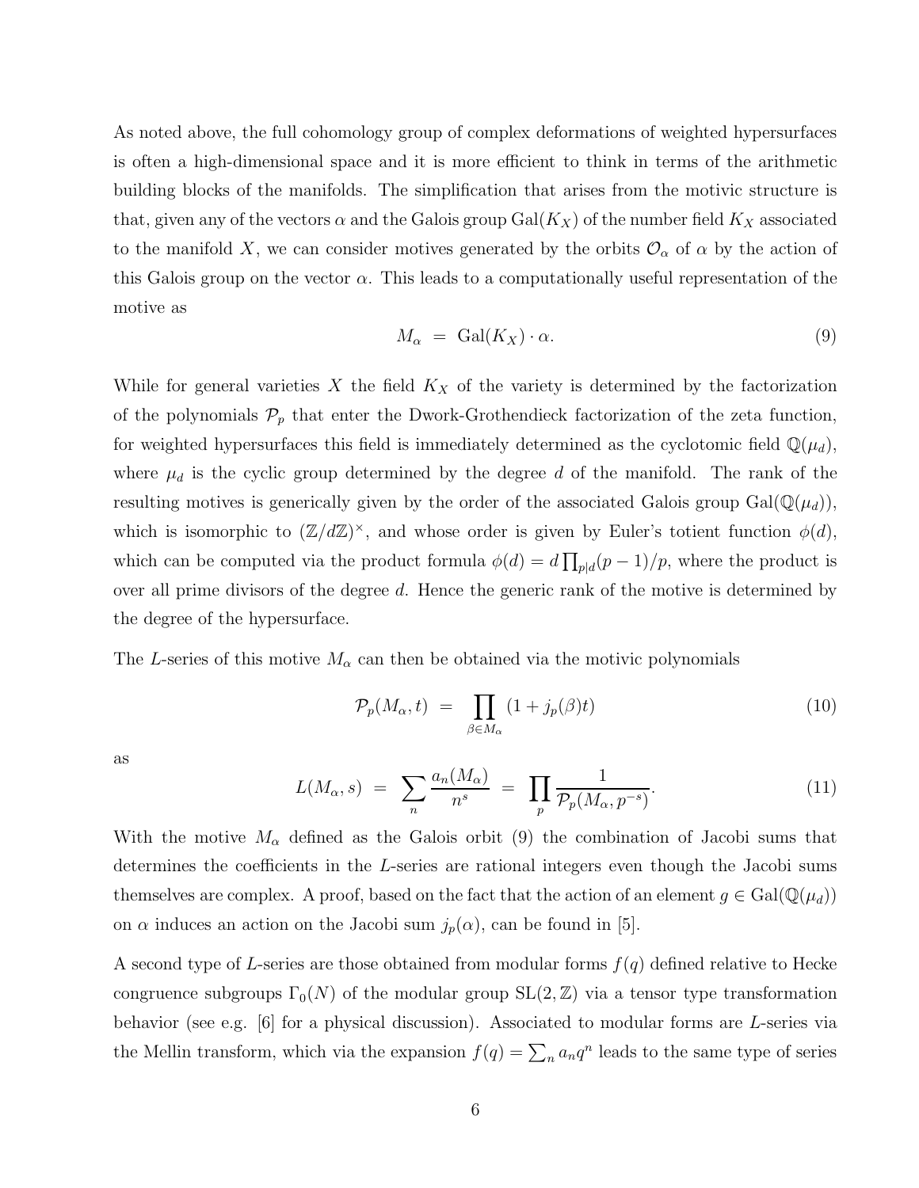As noted above, the full cohomology group of complex deformations of weighted hypersurfaces is often a high-dimensional space and it is more efficient to think in terms of the arithmetic building blocks of the manifolds. The simplification that arises from the motivic structure is that, given any of the vectors $\alpha$ and the Galois group $\mathrm{Gal}(K_X)$ of the number field $K_X$ associated to the manifold $X$, we can consider motives generated by the orbits $\mathcal{O}_\alpha$ of $\alpha$ by the action of this Galois group on the vector $\alpha$. This leads to a computationally useful representation of the motive as

$$M_\alpha \;=\; \mathrm{Gal}(K_X) \cdot \alpha. \tag{9}$$

While for general varieties $X$ the field $K_X$ of the variety is determined by the factorization of the polynomials $\mathcal{P}_p$ that enter the Dwork-Grothendieck factorization of the zeta function, for weighted hypersurfaces this field is immediately determined as the cyclotomic field $\mathbb{Q}(\mu_d)$, where $\mu_d$ is the cyclic group determined by the degree $d$ of the manifold. The rank of the resulting motives is generically given by the order of the associated Galois group $\mathrm{Gal}(\mathbb{Q}(\mu_d))$, which is isomorphic to $(\mathbb{Z}/d\mathbb{Z})^\times$, and whose order is given by Euler's totient function $\phi(d)$, which can be computed via the product formula $\phi(d) = d\prod_{p|d}(p-1)/p$, where the product is over all prime divisors of the degree $d$. Hence the generic rank of the motive is determined by the degree of the hypersurface.

The $L$-series of this motive $M_\alpha$ can then be obtained via the motivic polynomials

$$\mathcal{P}_p(M_\alpha, t) \;=\; \prod_{\beta \in M_\alpha} (1 + j_p(\beta)t) \tag{10}$$

as

$$L(M_\alpha, s) \;=\; \sum_n \frac{a_n(M_\alpha)}{n^s} \;=\; \prod_p \frac{1}{\mathcal{P}_p(M_\alpha, p^{-s})}. \tag{11}$$

With the motive $M_\alpha$ defined as the Galois orbit (9) the combination of Jacobi sums that determines the coefficients in the $L$-series are rational integers even though the Jacobi sums themselves are complex. A proof, based on the fact that the action of an element $g \in \mathrm{Gal}(\mathbb{Q}(\mu_d))$ on $\alpha$ induces an action on the Jacobi sum $j_p(\alpha)$, can be found in [5].

A second type of $L$-series are those obtained from modular forms $f(q)$ defined relative to Hecke congruence subgroups $\Gamma_0(N)$ of the modular group $\mathrm{SL}(2,\mathbb{Z})$ via a tensor type transformation behavior (see e.g. [6] for a physical discussion). Associated to modular forms are $L$-series via the Mellin transform, which via the expansion $f(q) = \sum_n a_n q^n$ leads to the same type of series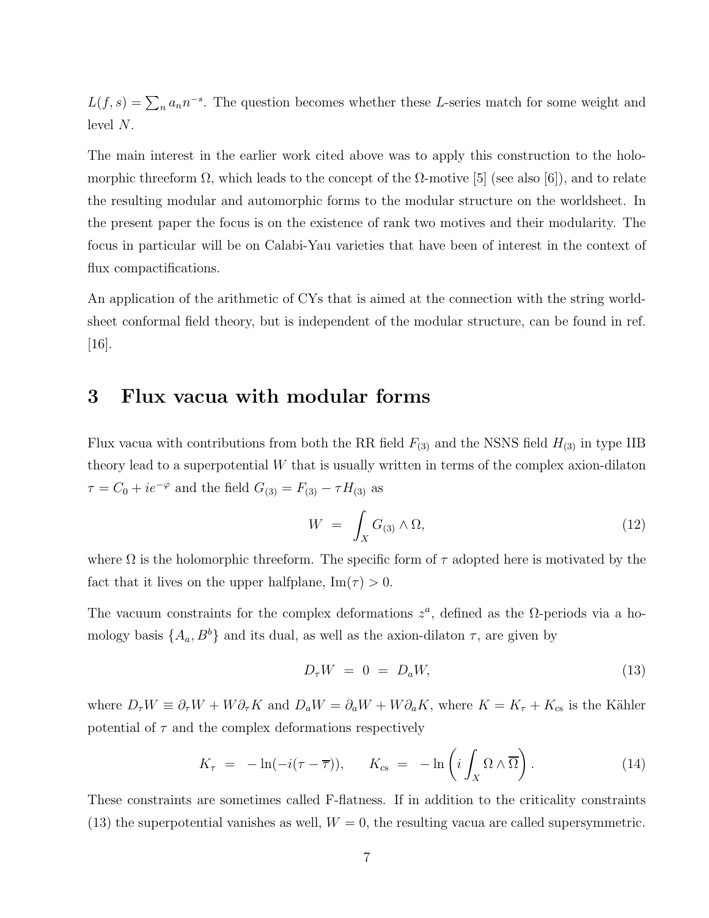$L(f, s) = \sum_n a_n n^{-s}$. The question becomes whether these $L$-series match for some weight and level $N$.

The main interest in the earlier work cited above was to apply this construction to the holomorphic threeform $\Omega$, which leads to the concept of the $\Omega$-motive [5] (see also [6]), and to relate the resulting modular and automorphic forms to the modular structure on the worldsheet. In the present paper the focus is on the existence of rank two motives and their modularity. The focus in particular will be on Calabi-Yau varieties that have been of interest in the context of flux compactifications.

An application of the arithmetic of CYs that is aimed at the connection with the string worldsheet conformal field theory, but is independent of the modular structure, can be found in ref. [16].

# 3 Flux vacua with modular forms

Flux vacua with contributions from both the RR field $F_{(3)}$ and the NSNS field $H_{(3)}$ in type IIB theory lead to a superpotential $W$ that is usually written in terms of the complex axion-dilaton $\tau = C_0 + ie^{-\varphi}$ and the field $G_{(3)} = F_{(3)} - \tau H_{(3)}$ as

$$W \;=\; \int_X G_{(3)} \wedge \Omega, \tag{12}$$

where $\Omega$ is the holomorphic threeform. The specific form of $\tau$ adopted here is motivated by the fact that it lives on the upper halfplane, $\mathrm{Im}(\tau) > 0$.

The vacuum constraints for the complex deformations $z^a$, defined as the $\Omega$-periods via a homology basis $\{A_a, B^b\}$ and its dual, as well as the axion-dilaton $\tau$, are given by

$$D_\tau W \;=\; 0 \;=\; D_a W, \tag{13}$$

where $D_\tau W \equiv \partial_\tau W + W \partial_\tau K$ and $D_a W = \partial_a W + W \partial_a K$, where $K = K_\tau + K_{\mathrm{cs}}$ is the Kähler potential of $\tau$ and the complex deformations respectively

$$K_\tau \;=\; -\ln(-i(\tau - \overline{\tau})), \qquad K_{\mathrm{cs}} \;=\; -\ln\left(i \int_X \Omega \wedge \overline{\Omega}\right). \tag{14}$$

These constraints are sometimes called F-flatness. If in addition to the criticality constraints (13) the superpotential vanishes as well, $W = 0$, the resulting vacua are called supersymmetric.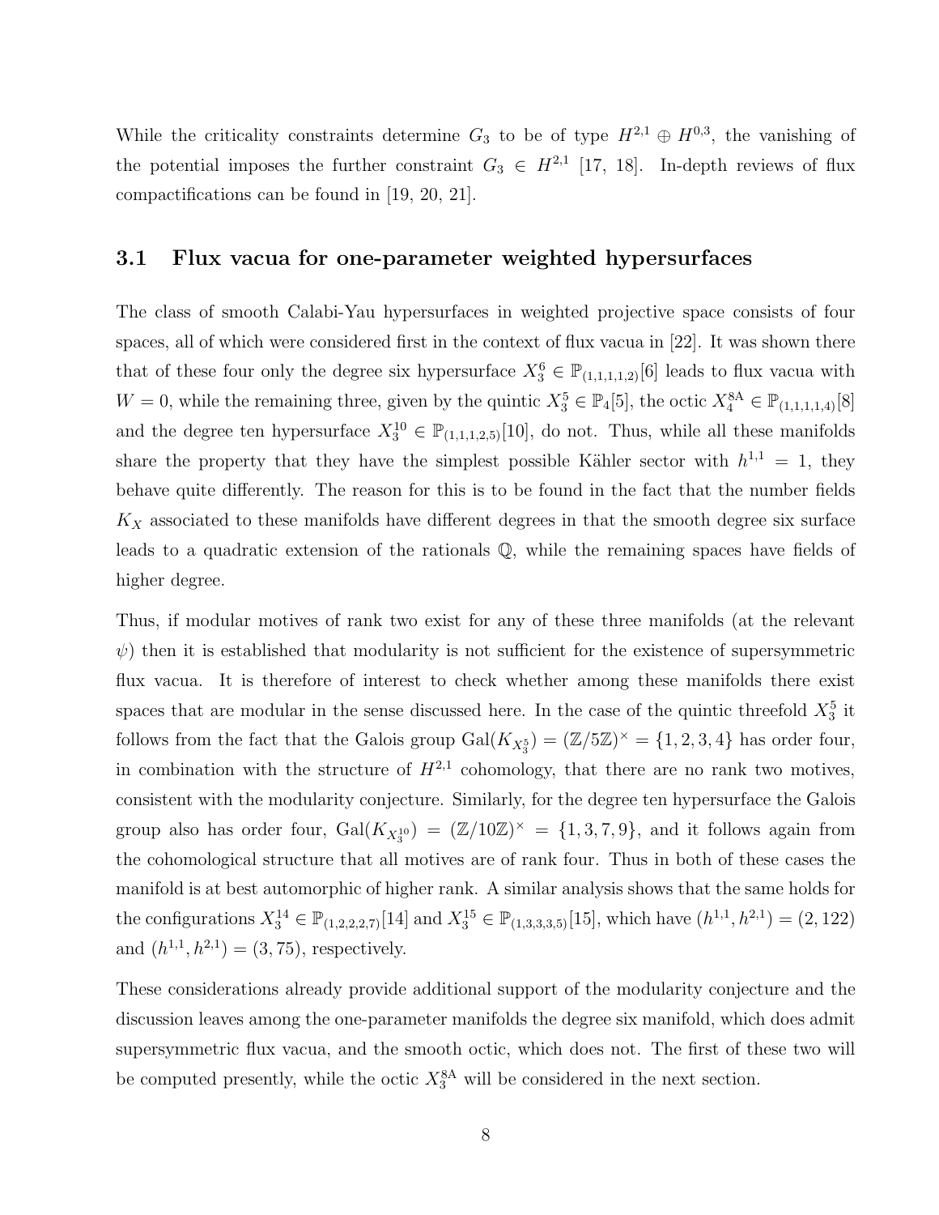While the criticality constraints determine $G_3$ to be of type $H^{2,1} \oplus H^{0,3}$, the vanishing of the potential imposes the further constraint $G_3 \in H^{2,1}$ [17, 18]. In-depth reviews of flux compactifications can be found in [19, 20, 21].

### 3.1 Flux vacua for one-parameter weighted hypersurfaces

The class of smooth Calabi-Yau hypersurfaces in weighted projective space consists of four spaces, all of which were considered first in the context of flux vacua in [22]. It was shown there that of these four only the degree six hypersurface $X_3^6 \in \mathbb{P}_{(1,1,1,1,2)}[6]$ leads to flux vacua with $W = 0$, while the remaining three, given by the quintic $X_3^5 \in \mathbb{P}_4[5]$, the octic $X_4^{8\text{A}} \in \mathbb{P}_{(1,1,1,1,4)}[8]$ and the degree ten hypersurface $X_3^{10} \in \mathbb{P}_{(1,1,1,2,5)}[10]$, do not. Thus, while all these manifolds share the property that they have the simplest possible Kähler sector with $h^{1,1} = 1$, they behave quite differently. The reason for this is to be found in the fact that the number fields $K_X$ associated to these manifolds have different degrees in that the smooth degree six surface leads to a quadratic extension of the rationals $\mathbb{Q}$, while the remaining spaces have fields of higher degree.

Thus, if modular motives of rank two exist for any of these three manifolds (at the relevant $\psi$) then it is established that modularity is not sufficient for the existence of supersymmetric flux vacua. It is therefore of interest to check whether among these manifolds there exist spaces that are modular in the sense discussed here. In the case of the quintic threefold $X_3^5$ it follows from the fact that the Galois group $\text{Gal}(K_{X_3^5}) = (\mathbb{Z}/5\mathbb{Z})^\times = \{1, 2, 3, 4\}$ has order four, in combination with the structure of $H^{2,1}$ cohomology, that there are no rank two motives, consistent with the modularity conjecture. Similarly, for the degree ten hypersurface the Galois group also has order four, $\text{Gal}(K_{X_3^{10}}) = (\mathbb{Z}/10\mathbb{Z})^\times = \{1, 3, 7, 9\}$, and it follows again from the cohomological structure that all motives are of rank four. Thus in both of these cases the manifold is at best automorphic of higher rank. A similar analysis shows that the same holds for the configurations $X_3^{14} \in \mathbb{P}_{(1,2,2,2,7)}[14]$ and $X_3^{15} \in \mathbb{P}_{(1,3,3,3,5)}[15]$, which have $(h^{1,1}, h^{2,1}) = (2, 122)$ and $(h^{1,1}, h^{2,1}) = (3, 75)$, respectively.

These considerations already provide additional support of the modularity conjecture and the discussion leaves among the one-parameter manifolds the degree six manifold, which does admit supersymmetric flux vacua, and the smooth octic, which does not. The first of these two will be computed presently, while the octic $X_3^{8\text{A}}$ will be considered in the next section.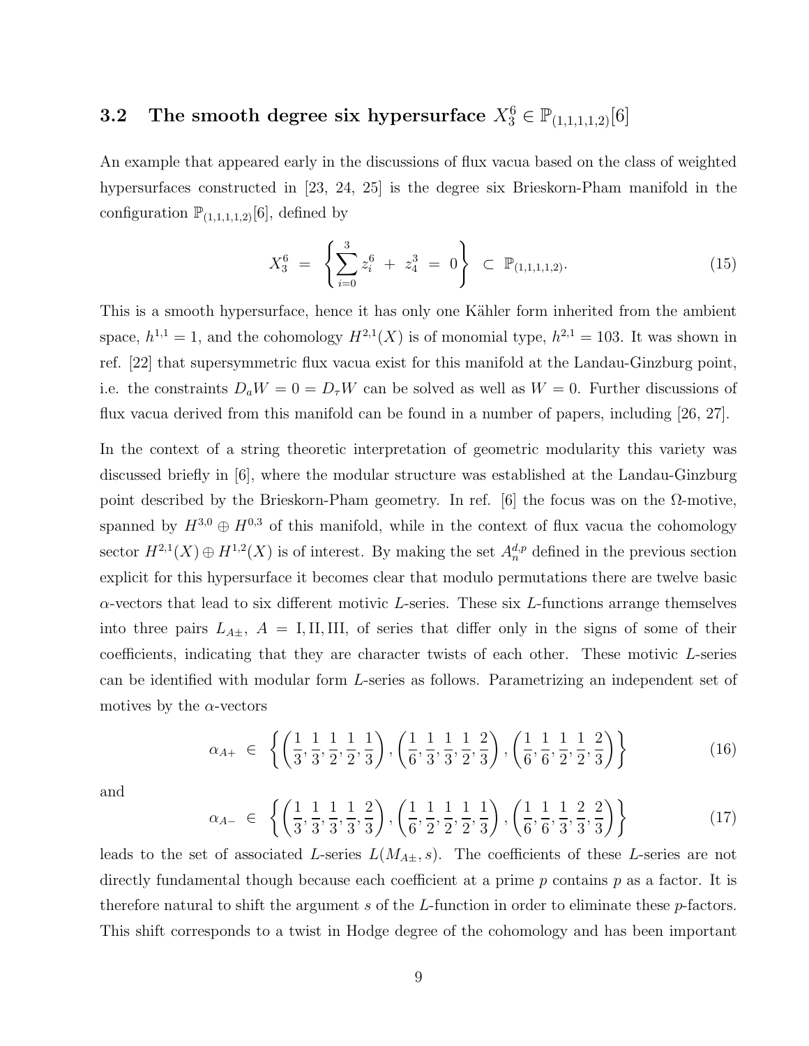### 3.2 The smooth degree six hypersurface $X_3^6 \in \mathbb{P}_{(1,1,1,1,2)}[6]$

An example that appeared early in the discussions of flux vacua based on the class of weighted hypersurfaces constructed in [23, 24, 25] is the degree six Brieskorn-Pham manifold in the configuration $\mathbb{P}_{(1,1,1,1,2)}[6]$, defined by

$$X_3^6 \;=\; \left\{ \sum_{i=0}^{3} z_i^6 \;+\; z_4^3 \;=\; 0 \right\} \;\subset\; \mathbb{P}_{(1,1,1,1,2)}. \tag{15}$$

This is a smooth hypersurface, hence it has only one Kähler form inherited from the ambient space, $h^{1,1} = 1$, and the cohomology $H^{2,1}(X)$ is of monomial type, $h^{2,1} = 103$. It was shown in ref. [22] that supersymmetric flux vacua exist for this manifold at the Landau-Ginzburg point, i.e. the constraints $D_a W = 0 = D_\tau W$ can be solved as well as $W = 0$. Further discussions of flux vacua derived from this manifold can be found in a number of papers, including [26, 27].

In the context of a string theoretic interpretation of geometric modularity this variety was discussed briefly in [6], where the modular structure was established at the Landau-Ginzburg point described by the Brieskorn-Pham geometry. In ref. [6] the focus was on the $\Omega$-motive, spanned by $H^{3,0} \oplus H^{0,3}$ of this manifold, while in the context of flux vacua the cohomology sector $H^{2,1}(X) \oplus H^{1,2}(X)$ is of interest. By making the set $A_n^{d,p}$ defined in the previous section explicit for this hypersurface it becomes clear that modulo permutations there are twelve basic $\alpha$-vectors that lead to six different motivic $L$-series. These six $L$-functions arrange themselves into three pairs $L_{A\pm}$, $A = \mathrm{I}, \mathrm{II}, \mathrm{III}$, of series that differ only in the signs of some of their coefficients, indicating that they are character twists of each other. These motivic $L$-series can be identified with modular form $L$-series as follows. Parametrizing an independent set of motives by the $\alpha$-vectors

$$\alpha_{A+} \;\in\; \left\{ \left(\frac{1}{3}, \frac{1}{3}, \frac{1}{2}, \frac{1}{2}, \frac{1}{3}\right), \left(\frac{1}{6}, \frac{1}{3}, \frac{1}{3}, \frac{1}{2}, \frac{2}{3}\right), \left(\frac{1}{6}, \frac{1}{6}, \frac{1}{2}, \frac{1}{2}, \frac{2}{3}\right) \right\} \tag{16}$$

and

$$\alpha_{A-} \;\in\; \left\{ \left(\frac{1}{3}, \frac{1}{3}, \frac{1}{3}, \frac{1}{3}, \frac{2}{3}\right), \left(\frac{1}{6}, \frac{1}{2}, \frac{1}{2}, \frac{1}{2}, \frac{1}{3}\right), \left(\frac{1}{6}, \frac{1}{6}, \frac{1}{3}, \frac{2}{3}, \frac{2}{3}\right) \right\} \tag{17}$$

leads to the set of associated $L$-series $L(M_{A\pm}, s)$. The coefficients of these $L$-series are not directly fundamental though because each coefficient at a prime $p$ contains $p$ as a factor. It is therefore natural to shift the argument $s$ of the $L$-function in order to eliminate these $p$-factors. This shift corresponds to a twist in Hodge degree of the cohomology and has been important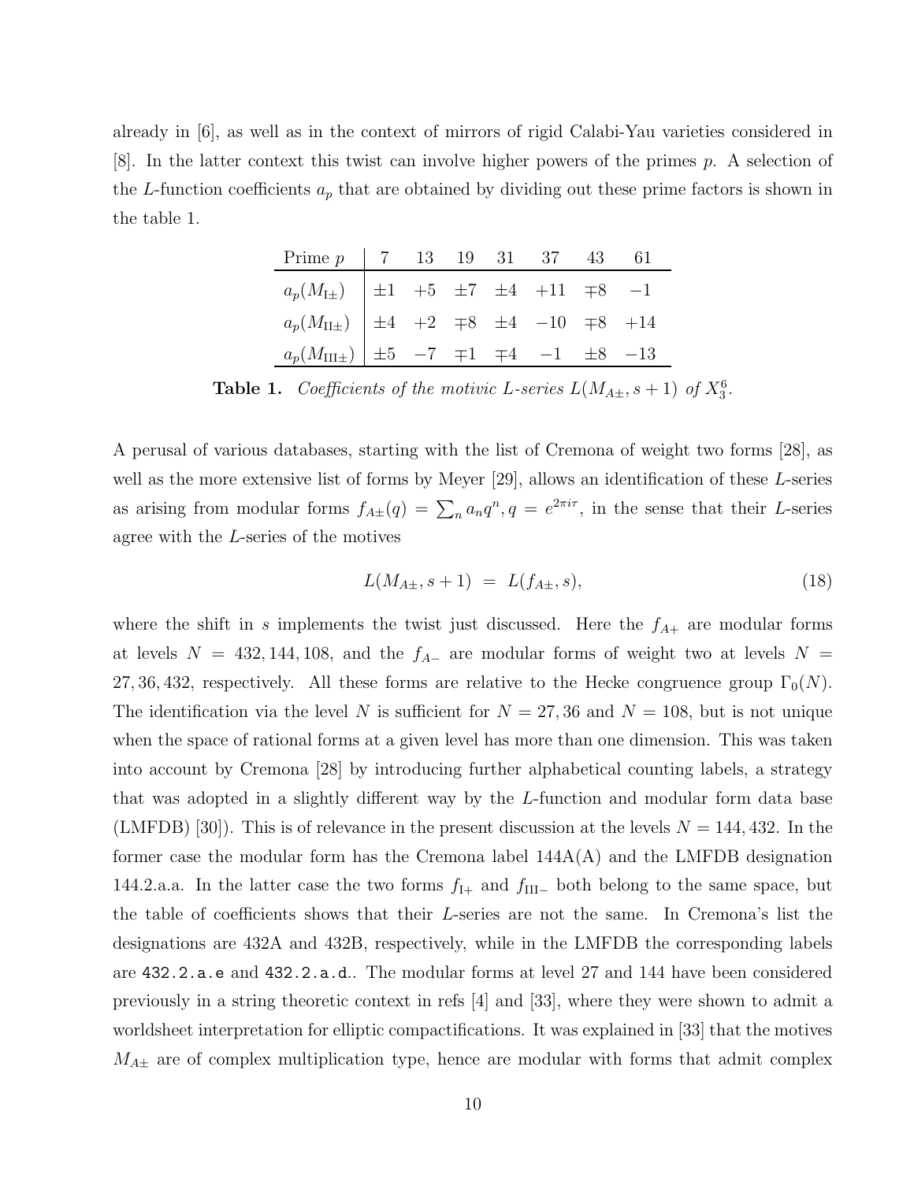already in [6], as well as in the context of mirrors of rigid Calabi-Yau varieties considered in [8]. In the latter context this twist can involve higher powers of the primes $p$. A selection of the $L$-function coefficients $a_p$ that are obtained by dividing out these prime factors is shown in the table 1.

| Prime $p$ | 7 | 13 | 19 | 31 | 37 | 43 | 61 |
|---|---|---|---|---|---|---|---|
| $a_p(M_{\mathrm{I}\pm})$ | $\pm 1$ | $+5$ | $\pm 7$ | $\pm 4$ | $+11$ | $\mp 8$ | $-1$ |
| $a_p(M_{\mathrm{II}\pm})$ | $\pm 4$ | $+2$ | $\mp 8$ | $\pm 4$ | $-10$ | $\mp 8$ | $+14$ |
| $a_p(M_{\mathrm{III}\pm})$ | $\pm 5$ | $-7$ | $\mp 1$ | $\mp 4$ | $-1$ | $\pm 8$ | $-13$ |

**Table 1.** *Coefficients of the motivic L-series $L(M_{A\pm}, s+1)$ of $X_3^6$.*

A perusal of various databases, starting with the list of Cremona of weight two forms [28], as well as the more extensive list of forms by Meyer [29], allows an identification of these $L$-series as arising from modular forms $f_{A\pm}(q) = \sum_n a_n q^n, q = e^{2\pi i\tau}$, in the sense that their $L$-series agree with the $L$-series of the motives

$$L(M_{A\pm}, s+1) \ = \ L(f_{A\pm}, s), \tag{18}$$

where the shift in $s$ implements the twist just discussed. Here the $f_{A+}$ are modular forms at levels $N = 432, 144, 108$, and the $f_{A-}$ are modular forms of weight two at levels $N = 27, 36, 432$, respectively. All these forms are relative to the Hecke congruence group $\Gamma_0(N)$. The identification via the level $N$ is sufficient for $N = 27, 36$ and $N = 108$, but is not unique when the space of rational forms at a given level has more than one dimension. This was taken into account by Cremona [28] by introducing further alphabetical counting labels, a strategy that was adopted in a slightly different way by the $L$-function and modular form data base (LMFDB) [30]). This is of relevance in the present discussion at the levels $N = 144, 432$. In the former case the modular form has the Cremona label 144A(A) and the LMFDB designation 144.2.a.a. In the latter case the two forms $f_{\mathrm{I}+}$ and $f_{\mathrm{III}-}$ both belong to the same space, but the table of coefficients shows that their $L$-series are not the same. In Cremona's list the designations are 432A and 432B, respectively, while in the LMFDB the corresponding labels are `432.2.a.e` and `432.2.a.d`.. The modular forms at level 27 and 144 have been considered previously in a string theoretic context in refs [4] and [33], where they were shown to admit a worldsheet interpretation for elliptic compactifications. It was explained in [33] that the motives $M_{A\pm}$ are of complex multiplication type, hence are modular with forms that admit complex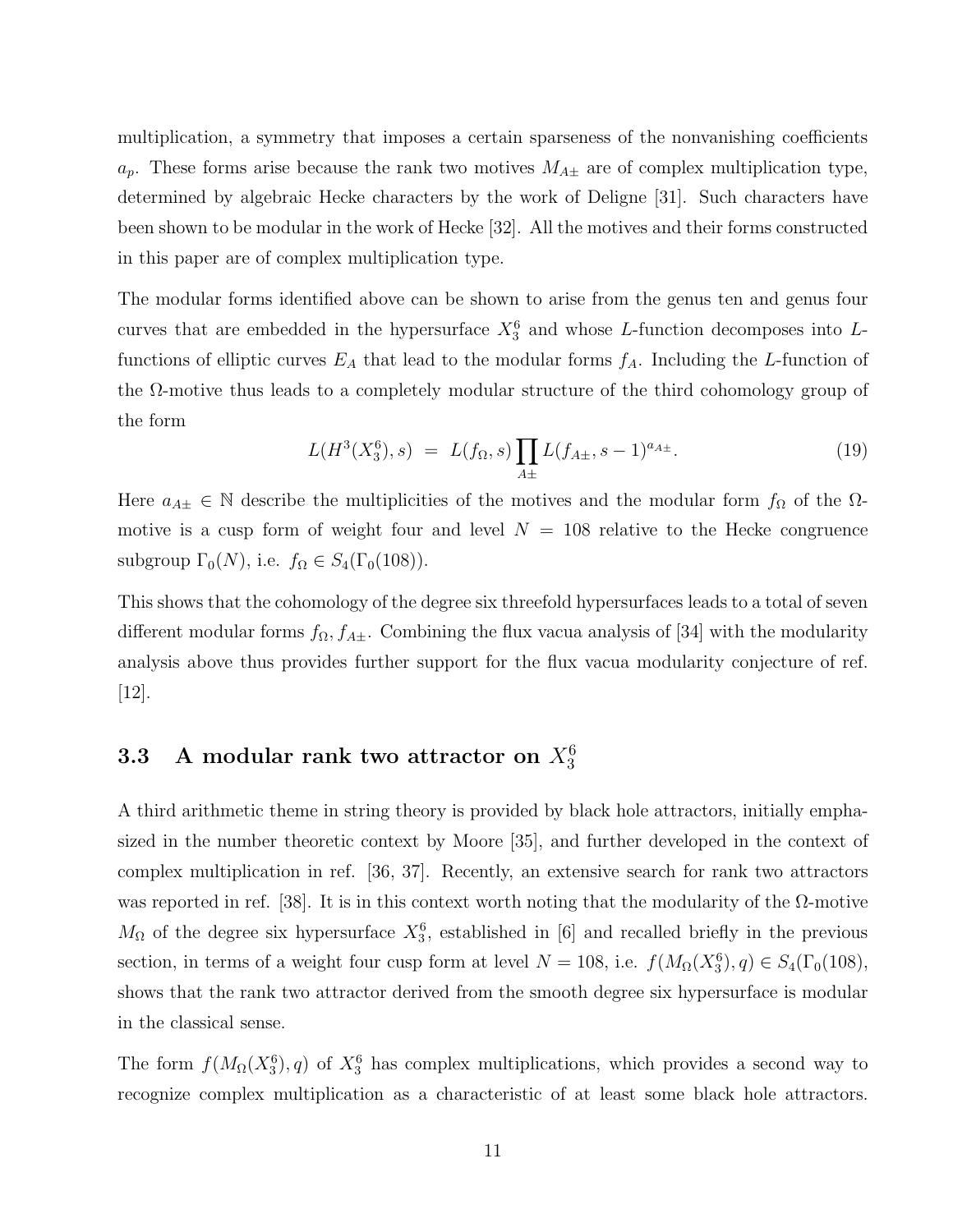multiplication, a symmetry that imposes a certain sparseness of the nonvanishing coefficients $a_p$. These forms arise because the rank two motives $M_{A\pm}$ are of complex multiplication type, determined by algebraic Hecke characters by the work of Deligne [31]. Such characters have been shown to be modular in the work of Hecke [32]. All the motives and their forms constructed in this paper are of complex multiplication type.

The modular forms identified above can be shown to arise from the genus ten and genus four curves that are embedded in the hypersurface $X_3^6$ and whose $L$-function decomposes into $L$-functions of elliptic curves $E_A$ that lead to the modular forms $f_A$. Including the $L$-function of the $\Omega$-motive thus leads to a completely modular structure of the third cohomology group of the form

$$L(H^3(X_3^6), s) \;=\; L(f_\Omega, s) \prod_{A\pm} L(f_{A\pm}, s-1)^{a_{A\pm}}. \tag{19}$$

Here $a_{A\pm} \in \mathbb{N}$ describe the multiplicities of the motives and the modular form $f_\Omega$ of the $\Omega$-motive is a cusp form of weight four and level $N = 108$ relative to the Hecke congruence subgroup $\Gamma_0(N)$, i.e. $f_\Omega \in S_4(\Gamma_0(108))$.

This shows that the cohomology of the degree six threefold hypersurfaces leads to a total of seven different modular forms $f_\Omega, f_{A\pm}$. Combining the flux vacua analysis of [34] with the modularity analysis above thus provides further support for the flux vacua modularity conjecture of ref. [12].

### 3.3 A modular rank two attractor on $X_3^6$

A third arithmetic theme in string theory is provided by black hole attractors, initially emphasized in the number theoretic context by Moore [35], and further developed in the context of complex multiplication in ref. [36, 37]. Recently, an extensive search for rank two attractors was reported in ref. [38]. It is in this context worth noting that the modularity of the $\Omega$-motive $M_\Omega$ of the degree six hypersurface $X_3^6$, established in [6] and recalled briefly in the previous section, in terms of a weight four cusp form at level $N = 108$, i.e. $f(M_\Omega(X_3^6), q) \in S_4(\Gamma_0(108)$, shows that the rank two attractor derived from the smooth degree six hypersurface is modular in the classical sense.

The form $f(M_\Omega(X_3^6), q)$ of $X_3^6$ has complex multiplications, which provides a second way to recognize complex multiplication as a characteristic of at least some black hole attractors.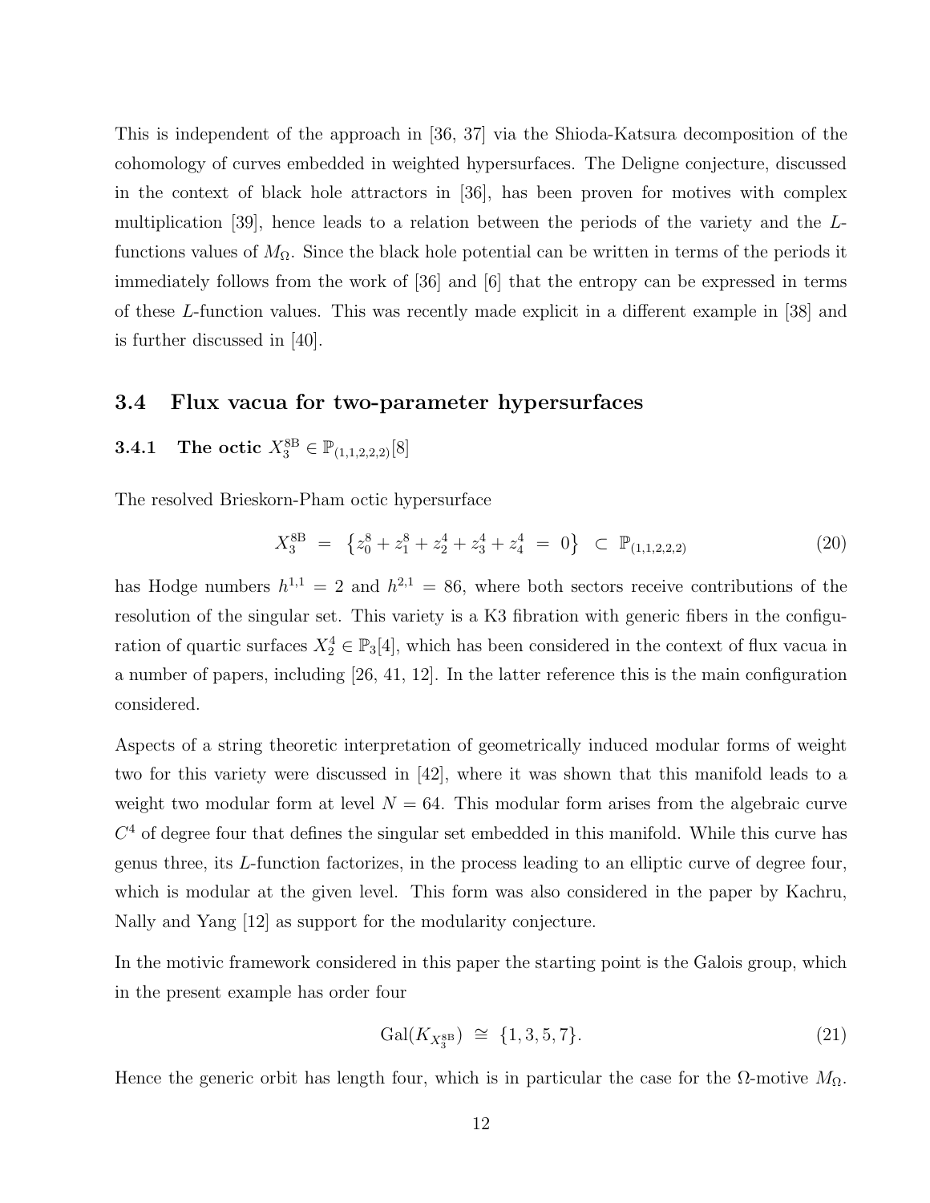This is independent of the approach in [36, 37] via the Shioda-Katsura decomposition of the cohomology of curves embedded in weighted hypersurfaces. The Deligne conjecture, discussed in the context of black hole attractors in [36], has been proven for motives with complex multiplication [39], hence leads to a relation between the periods of the variety and the $L$-functions values of $M_\Omega$. Since the black hole potential can be written in terms of the periods it immediately follows from the work of [36] and [6] that the entropy can be expressed in terms of these $L$-function values. This was recently made explicit in a different example in [38] and is further discussed in [40].

## 3.4 Flux vacua for two-parameter hypersurfaces

### 3.4.1 The octic $X_3^{8\mathrm{B}} \in \mathbb{P}_{(1,1,2,2,2)}[8]$

The resolved Brieskorn-Pham octic hypersurface

$$X_3^{8\mathrm{B}} \;=\; \left\{z_0^8 + z_1^8 + z_2^4 + z_3^4 + z_4^4 \;=\; 0\right\} \;\subset\; \mathbb{P}_{(1,1,2,2,2)} \tag{20}$$

has Hodge numbers $h^{1,1} = 2$ and $h^{2,1} = 86$, where both sectors receive contributions of the resolution of the singular set. This variety is a K3 fibration with generic fibers in the configuration of quartic surfaces $X_2^4 \in \mathbb{P}_3[4]$, which has been considered in the context of flux vacua in a number of papers, including [26, 41, 12]. In the latter reference this is the main configuration considered.

Aspects of a string theoretic interpretation of geometrically induced modular forms of weight two for this variety were discussed in [42], where it was shown that this manifold leads to a weight two modular form at level $N = 64$. This modular form arises from the algebraic curve $C^4$ of degree four that defines the singular set embedded in this manifold. While this curve has genus three, its $L$-function factorizes, in the process leading to an elliptic curve of degree four, which is modular at the given level. This form was also considered in the paper by Kachru, Nally and Yang [12] as support for the modularity conjecture.

In the motivic framework considered in this paper the starting point is the Galois group, which in the present example has order four

$$\mathrm{Gal}(K_{X_3^{8\mathrm{B}}}) \;\cong\; \{1, 3, 5, 7\}. \tag{21}$$

Hence the generic orbit has length four, which is in particular the case for the $\Omega$-motive $M_\Omega$.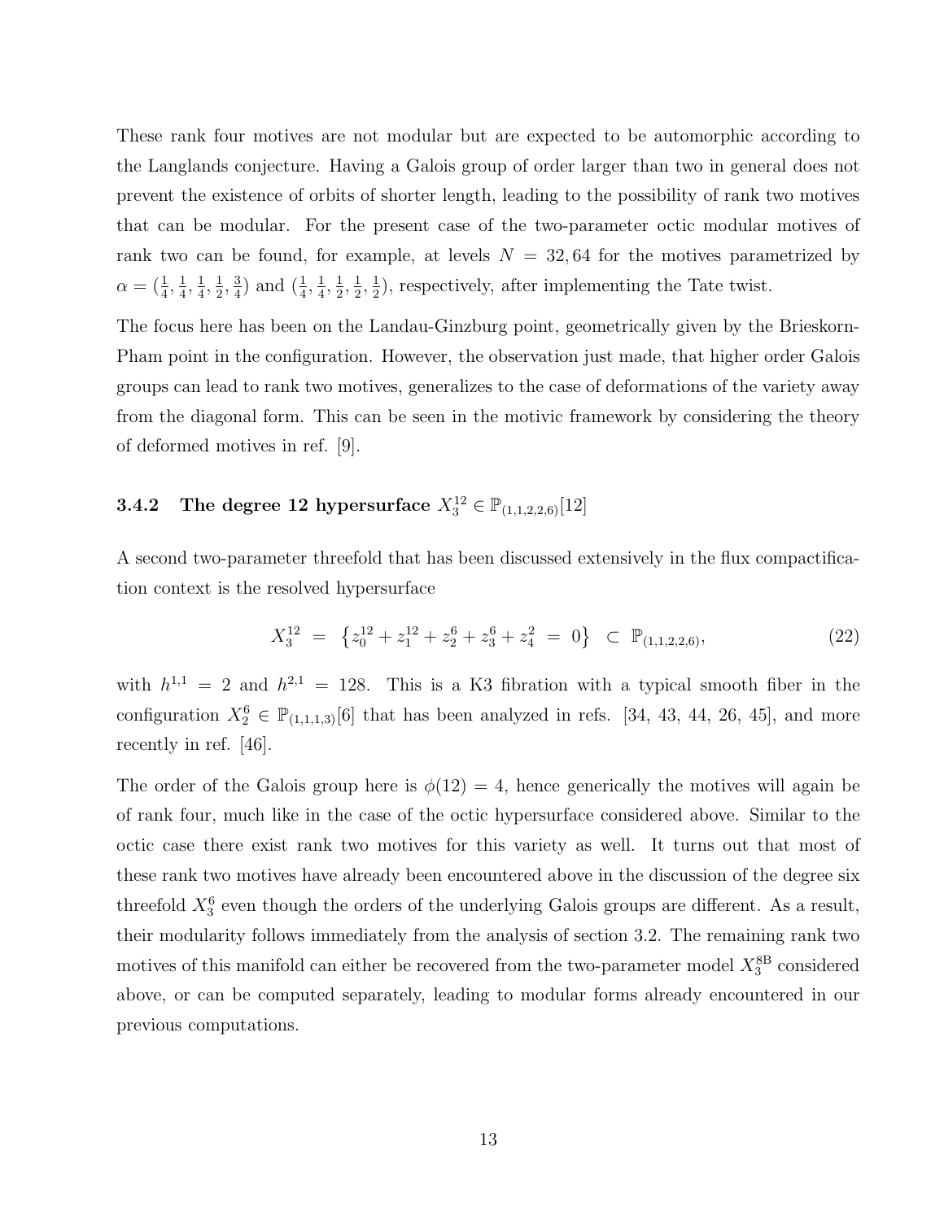These rank four motives are not modular but are expected to be automorphic according to the Langlands conjecture. Having a Galois group of order larger than two in general does not prevent the existence of orbits of shorter length, leading to the possibility of rank two motives that can be modular. For the present case of the two-parameter octic modular motives of rank two can be found, for example, at levels $N = 32, 64$ for the motives parametrized by $\alpha = (\frac{1}{4}, \frac{1}{4}, \frac{1}{4}, \frac{1}{2}, \frac{3}{4})$ and $(\frac{1}{4}, \frac{1}{4}, \frac{1}{2}, \frac{1}{2}, \frac{1}{2})$, respectively, after implementing the Tate twist.

The focus here has been on the Landau-Ginzburg point, geometrically given by the Brieskorn-Pham point in the configuration. However, the observation just made, that higher order Galois groups can lead to rank two motives, generalizes to the case of deformations of the variety away from the diagonal form. This can be seen in the motivic framework by considering the theory of deformed motives in ref. [9].

### 3.4.2 The degree 12 hypersurface $X_3^{12} \in \mathbb{P}_{(1,1,2,2,6)}[12]$

A second two-parameter threefold that has been discussed extensively in the flux compactification context is the resolved hypersurface

$$X_3^{12} \;=\; \left\{z_0^{12} + z_1^{12} + z_2^6 + z_3^6 + z_4^2 \;=\; 0\right\} \;\subset\; \mathbb{P}_{(1,1,2,2,6)}, \tag{22}$$

with $h^{1,1} = 2$ and $h^{2,1} = 128$. This is a K3 fibration with a typical smooth fiber in the configuration $X_2^6 \in \mathbb{P}_{(1,1,1,3)}[6]$ that has been analyzed in refs. [34, 43, 44, 26, 45], and more recently in ref. [46].

The order of the Galois group here is $\phi(12) = 4$, hence generically the motives will again be of rank four, much like in the case of the octic hypersurface considered above. Similar to the octic case there exist rank two motives for this variety as well. It turns out that most of these rank two motives have already been encountered above in the discussion of the degree six threefold $X_3^6$ even though the orders of the underlying Galois groups are different. As a result, their modularity follows immediately from the analysis of section 3.2. The remaining rank two motives of this manifold can either be recovered from the two-parameter model $X_3^{8\mathrm{B}}$ considered above, or can be computed separately, leading to modular forms already encountered in our previous computations.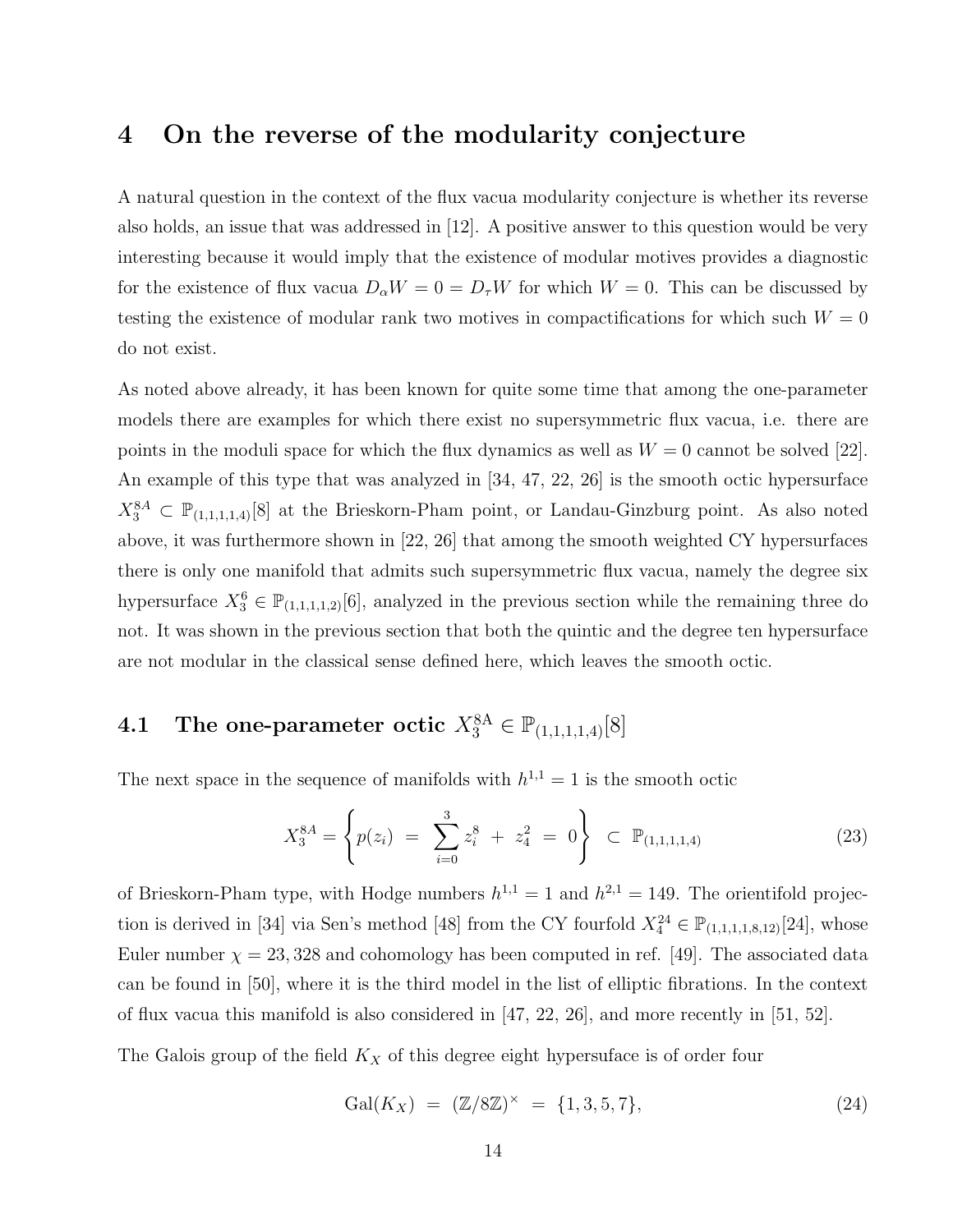# 4 On the reverse of the modularity conjecture

A natural question in the context of the flux vacua modularity conjecture is whether its reverse also holds, an issue that was addressed in [12]. A positive answer to this question would be very interesting because it would imply that the existence of modular motives provides a diagnostic for the existence of flux vacua $D_\alpha W = 0 = D_\tau W$ for which $W = 0$. This can be discussed by testing the existence of modular rank two motives in compactifications for which such $W = 0$ do not exist.

As noted above already, it has been known for quite some time that among the one-parameter models there are examples for which there exist no supersymmetric flux vacua, i.e. there are points in the moduli space for which the flux dynamics as well as $W = 0$ cannot be solved [22]. An example of this type that was analyzed in [34, 47, 22, 26] is the smooth octic hypersurface $X_3^{8A} \subset \mathbb{P}_{(1,1,1,1,4)}[8]$ at the Brieskorn-Pham point, or Landau-Ginzburg point. As also noted above, it was furthermore shown in [22, 26] that among the smooth weighted CY hypersurfaces there is only one manifold that admits such supersymmetric flux vacua, namely the degree six hypersurface $X_3^6 \in \mathbb{P}_{(1,1,1,1,2)}[6]$, analyzed in the previous section while the remaining three do not. It was shown in the previous section that both the quintic and the degree ten hypersurface are not modular in the classical sense defined here, which leaves the smooth octic.

## 4.1 The one-parameter octic $X_3^{8\mathrm{A}} \in \mathbb{P}_{(1,1,1,1,4)}[8]$

The next space in the sequence of manifolds with $h^{1,1} = 1$ is the smooth octic

$$X_3^{8A} = \left\{ p(z_i) \;=\; \sum_{i=0}^{3} z_i^8 \;+\; z_4^2 \;=\; 0 \right\} \;\subset\; \mathbb{P}_{(1,1,1,1,4)} \tag{23}$$

of Brieskorn-Pham type, with Hodge numbers $h^{1,1} = 1$ and $h^{2,1} = 149$. The orientifold projection is derived in [34] via Sen's method [48] from the CY fourfold $X_4^{24} \in \mathbb{P}_{(1,1,1,1,8,12)}[24]$, whose Euler number $\chi = 23,328$ and cohomology has been computed in ref. [49]. The associated data can be found in [50], where it is the third model in the list of elliptic fibrations. In the context of flux vacua this manifold is also considered in [47, 22, 26], and more recently in [51, 52].

The Galois group of the field $K_X$ of this degree eight hypersuface is of order four

$$\mathrm{Gal}(K_X) \;=\; (\mathbb{Z}/8\mathbb{Z})^\times \;=\; \{1, 3, 5, 7\}, \tag{24}$$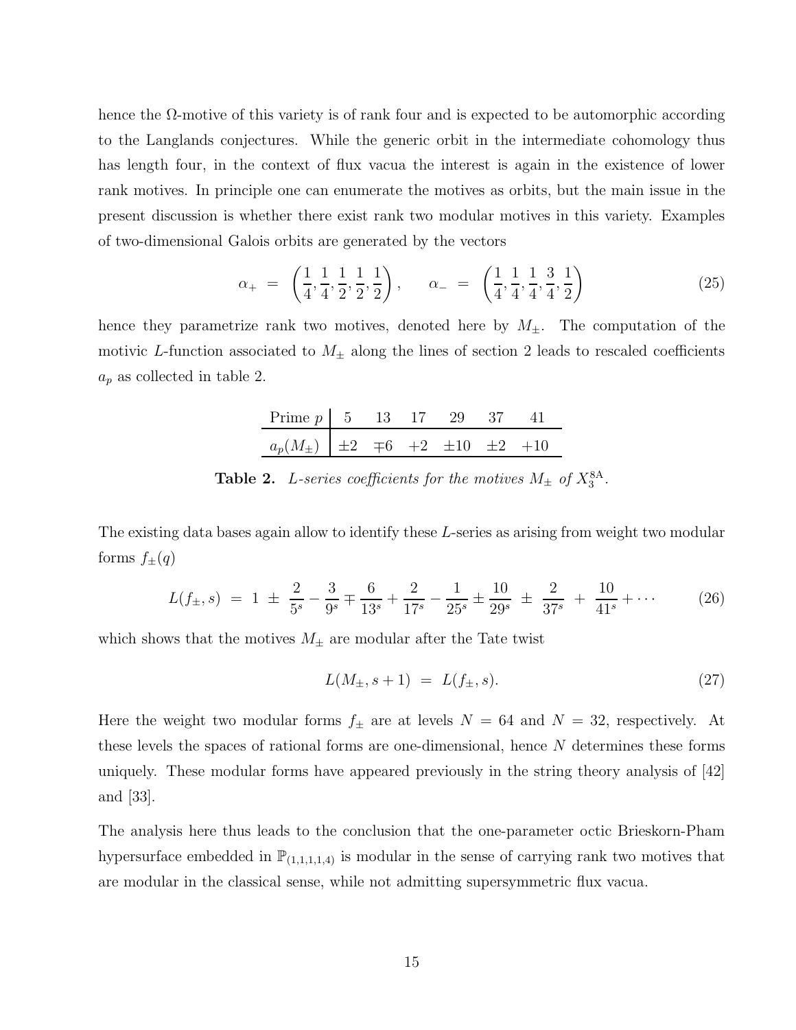hence the Ω-motive of this variety is of rank four and is expected to be automorphic according to the Langlands conjectures. While the generic orbit in the intermediate cohomology thus has length four, in the context of flux vacua the interest is again in the existence of lower rank motives. In principle one can enumerate the motives as orbits, but the main issue in the present discussion is whether there exist rank two modular motives in this variety. Examples of two-dimensional Galois orbits are generated by the vectors

$$\alpha_+ \;=\; \left(\frac{1}{4},\frac{1}{4},\frac{1}{2},\frac{1}{2},\frac{1}{2}\right), \qquad \alpha_- \;=\; \left(\frac{1}{4},\frac{1}{4},\frac{1}{4},\frac{3}{4},\frac{1}{2}\right) \tag{25}$$

hence they parametrize rank two motives, denoted here by $M_\pm$. The computation of the motivic $L$-function associated to $M_\pm$ along the lines of section 2 leads to rescaled coefficients $a_p$ as collected in table 2.

| Prime $p$ | 5 | 13 | 17 | 29 | 37 | 41 |
|---|---|---|---|---|---|---|
| $a_p(M_\pm)$ | $\pm 2$ | $\mp 6$ | $+2$ | $\pm 10$ | $\pm 2$ | $+10$ |

**Table 2.** *L-series coefficients for the motives $M_\pm$ of $X_3^{8\mathrm{A}}$.*

The existing data bases again allow to identify these $L$-series as arising from weight two modular forms $f_\pm(q)$

$$L(f_\pm,s) \;=\; 1 \;\pm\; \frac{2}{5^s} - \frac{3}{9^s} \mp \frac{6}{13^s} + \frac{2}{17^s} - \frac{1}{25^s} \pm \frac{10}{29^s} \;\pm\; \frac{2}{37^s} \;+\; \frac{10}{41^s} + \cdots \tag{26}$$

which shows that the motives $M_\pm$ are modular after the Tate twist

$$L(M_\pm, s+1) \;=\; L(f_\pm, s). \tag{27}$$

Here the weight two modular forms $f_\pm$ are at levels $N = 64$ and $N = 32$, respectively. At these levels the spaces of rational forms are one-dimensional, hence $N$ determines these forms uniquely. These modular forms have appeared previously in the string theory analysis of [42] and [33].

The analysis here thus leads to the conclusion that the one-parameter octic Brieskorn-Pham hypersurface embedded in $\mathbb{P}_{(1,1,1,1,4)}$ is modular in the sense of carrying rank two motives that are modular in the classical sense, while not admitting supersymmetric flux vacua.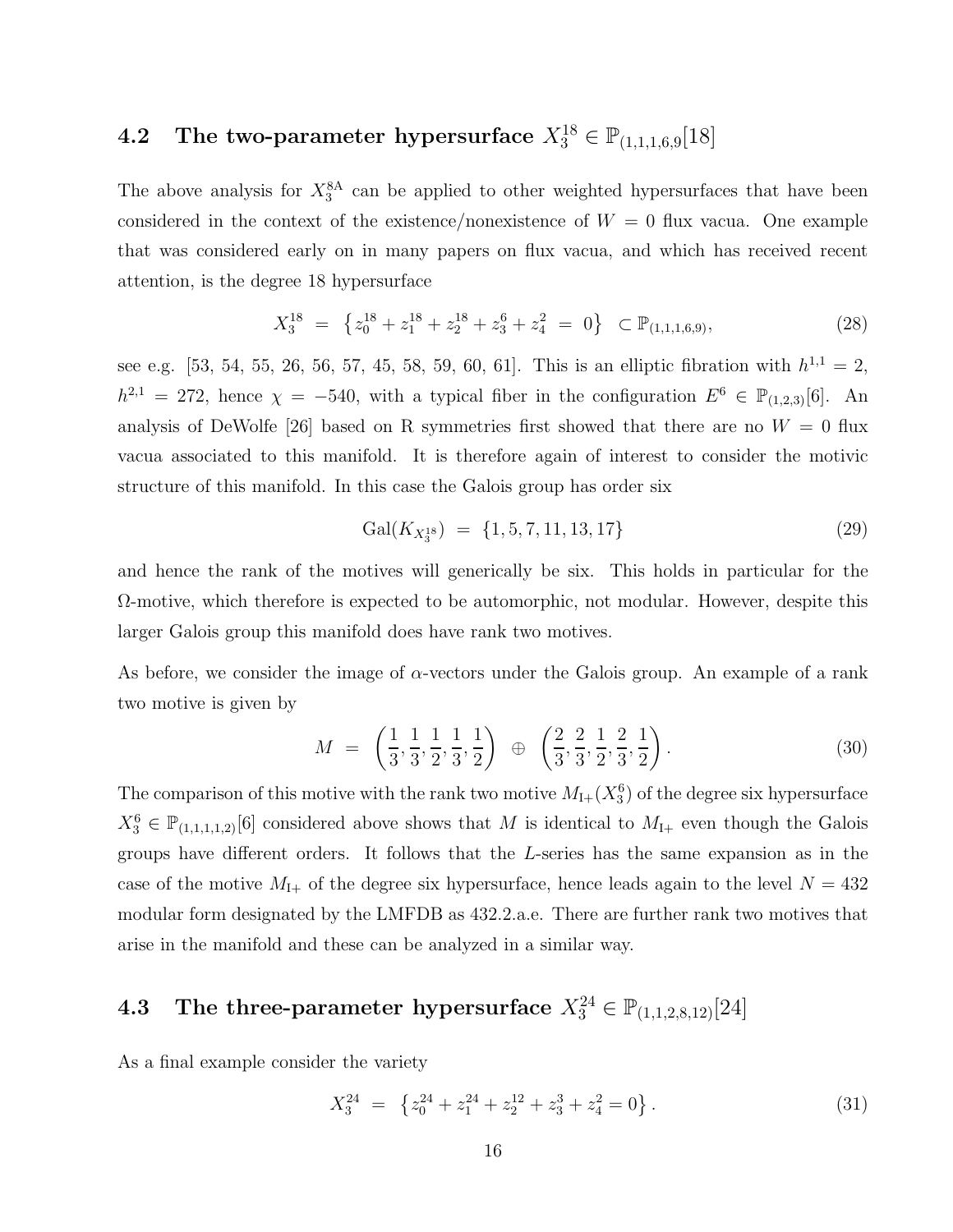### 4.2 The two-parameter hypersurface $X_3^{18} \in \mathbb{P}_{(1,1,1,6,9)}[18]$

The above analysis for $X_3^{8\mathrm{A}}$ can be applied to other weighted hypersurfaces that have been considered in the context of the existence/nonexistence of $W = 0$ flux vacua. One example that was considered early on in many papers on flux vacua, and which has received recent attention, is the degree 18 hypersurface

$$X_3^{18} \;=\; \left\{z_0^{18} + z_1^{18} + z_2^{18} + z_3^6 + z_4^2 \;=\; 0\right\} \;\subset \mathbb{P}_{(1,1,1,6,9)}, \tag{28}$$

see e.g. [53, 54, 55, 26, 56, 57, 45, 58, 59, 60, 61]. This is an elliptic fibration with $h^{1,1} = 2$, $h^{2,1} = 272$, hence $\chi = -540$, with a typical fiber in the configuration $E^6 \in \mathbb{P}_{(1,2,3)}[6]$. An analysis of DeWolfe [26] based on R symmetries first showed that there are no $W = 0$ flux vacua associated to this manifold. It is therefore again of interest to consider the motivic structure of this manifold. In this case the Galois group has order six

$$\mathrm{Gal}(K_{X_3^{18}}) \;=\; \{1, 5, 7, 11, 13, 17\} \tag{29}$$

and hence the rank of the motives will generically be six. This holds in particular for the $\Omega$-motive, which therefore is expected to be automorphic, not modular. However, despite this larger Galois group this manifold does have rank two motives.

As before, we consider the image of $\alpha$-vectors under the Galois group. An example of a rank two motive is given by

$$M \;=\; \left(\frac{1}{3}, \frac{1}{3}, \frac{1}{2}, \frac{1}{3}, \frac{1}{2}\right) \;\oplus\; \left(\frac{2}{3}, \frac{2}{3}, \frac{1}{2}, \frac{2}{3}, \frac{1}{2}\right). \tag{30}$$

The comparison of this motive with the rank two motive $M_{\mathrm{I}+}(X_3^6)$ of the degree six hypersurface $X_3^6 \in \mathbb{P}_{(1,1,1,1,2)}[6]$ considered above shows that $M$ is identical to $M_{\mathrm{I}+}$ even though the Galois groups have different orders. It follows that the $L$-series has the same expansion as in the case of the motive $M_{\mathrm{I}+}$ of the degree six hypersurface, hence leads again to the level $N = 432$ modular form designated by the LMFDB as 432.2.a.e. There are further rank two motives that arise in the manifold and these can be analyzed in a similar way.

### 4.3 The three-parameter hypersurface $X_3^{24} \in \mathbb{P}_{(1,1,2,8,12)}[24]$

As a final example consider the variety

$$X_3^{24} \;=\; \left\{z_0^{24} + z_1^{24} + z_2^{12} + z_3^3 + z_4^2 = 0\right\}. \tag{31}$$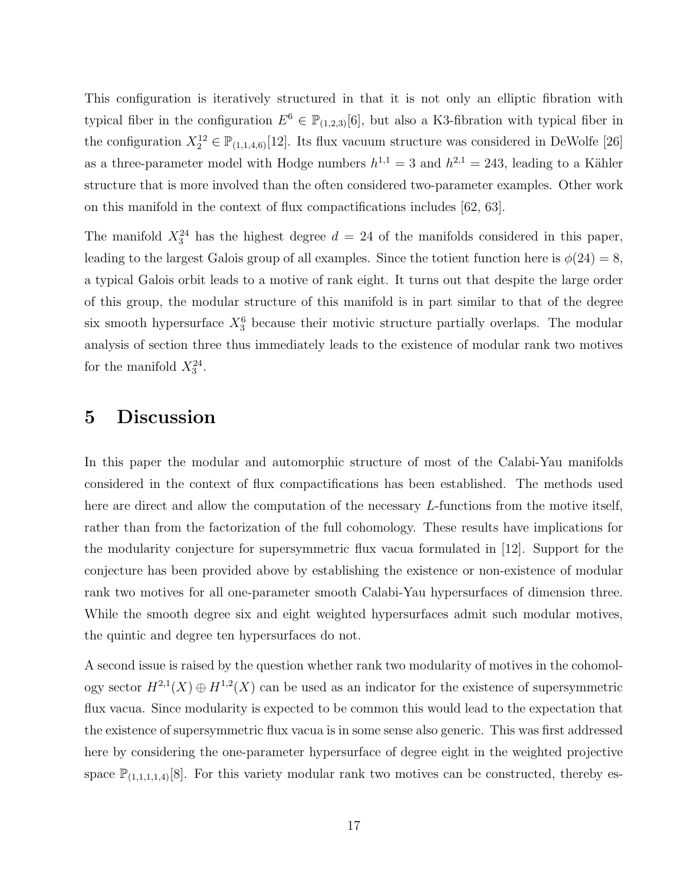This configuration is iteratively structured in that it is not only an elliptic fibration with typical fiber in the configuration $E^6 \in \mathbb{P}_{(1,2,3)}[6]$, but also a K3-fibration with typical fiber in the configuration $X_2^{12} \in \mathbb{P}_{(1,1,4,6)}[12]$. Its flux vacuum structure was considered in DeWolfe [26] as a three-parameter model with Hodge numbers $h^{1,1} = 3$ and $h^{2,1} = 243$, leading to a Kähler structure that is more involved than the often considered two-parameter examples. Other work on this manifold in the context of flux compactifications includes [62, 63].

The manifold $X_3^{24}$ has the highest degree $d = 24$ of the manifolds considered in this paper, leading to the largest Galois group of all examples. Since the totient function here is $\phi(24) = 8$, a typical Galois orbit leads to a motive of rank eight. It turns out that despite the large order of this group, the modular structure of this manifold is in part similar to that of the degree six smooth hypersurface $X_3^6$ because their motivic structure partially overlaps. The modular analysis of section three thus immediately leads to the existence of modular rank two motives for the manifold $X_3^{24}$.

# 5 Discussion

In this paper the modular and automorphic structure of most of the Calabi-Yau manifolds considered in the context of flux compactifications has been established. The methods used here are direct and allow the computation of the necessary $L$-functions from the motive itself, rather than from the factorization of the full cohomology. These results have implications for the modularity conjecture for supersymmetric flux vacua formulated in [12]. Support for the conjecture has been provided above by establishing the existence or non-existence of modular rank two motives for all one-parameter smooth Calabi-Yau hypersurfaces of dimension three. While the smooth degree six and eight weighted hypersurfaces admit such modular motives, the quintic and degree ten hypersurfaces do not.

A second issue is raised by the question whether rank two modularity of motives in the cohomology sector $H^{2,1}(X) \oplus H^{1,2}(X)$ can be used as an indicator for the existence of supersymmetric flux vacua. Since modularity is expected to be common this would lead to the expectation that the existence of supersymmetric flux vacua is in some sense also generic. This was first addressed here by considering the one-parameter hypersurface of degree eight in the weighted projective space $\mathbb{P}_{(1,1,1,1,4)}[8]$. For this variety modular rank two motives can be constructed, thereby es-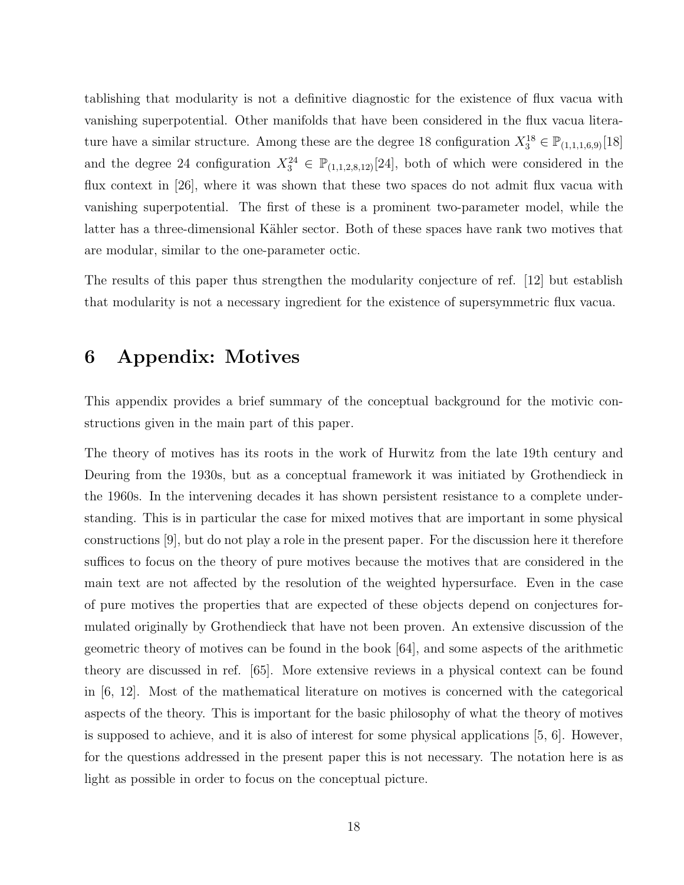tablishing that modularity is not a definitive diagnostic for the existence of flux vacua with vanishing superpotential. Other manifolds that have been considered in the flux vacua literature have a similar structure. Among these are the degree 18 configuration $X_3^{18} \in \mathbb{P}_{(1,1,1,6,9)}[18]$ and the degree 24 configuration $X_3^{24} \in \mathbb{P}_{(1,1,2,8,12)}[24]$, both of which were considered in the flux context in [26], where it was shown that these two spaces do not admit flux vacua with vanishing superpotential. The first of these is a prominent two-parameter model, while the latter has a three-dimensional Kähler sector. Both of these spaces have rank two motives that are modular, similar to the one-parameter octic.

The results of this paper thus strengthen the modularity conjecture of ref. [12] but establish that modularity is not a necessary ingredient for the existence of supersymmetric flux vacua.

# 6 Appendix: Motives

This appendix provides a brief summary of the conceptual background for the motivic constructions given in the main part of this paper.

The theory of motives has its roots in the work of Hurwitz from the late 19th century and Deuring from the 1930s, but as a conceptual framework it was initiated by Grothendieck in the 1960s. In the intervening decades it has shown persistent resistance to a complete understanding. This is in particular the case for mixed motives that are important in some physical constructions [9], but do not play a role in the present paper. For the discussion here it therefore suffices to focus on the theory of pure motives because the motives that are considered in the main text are not affected by the resolution of the weighted hypersurface. Even in the case of pure motives the properties that are expected of these objects depend on conjectures formulated originally by Grothendieck that have not been proven. An extensive discussion of the geometric theory of motives can be found in the book [64], and some aspects of the arithmetic theory are discussed in ref. [65]. More extensive reviews in a physical context can be found in [6, 12]. Most of the mathematical literature on motives is concerned with the categorical aspects of the theory. This is important for the basic philosophy of what the theory of motives is supposed to achieve, and it is also of interest for some physical applications [5, 6]. However, for the questions addressed in the present paper this is not necessary. The notation here is as light as possible in order to focus on the conceptual picture.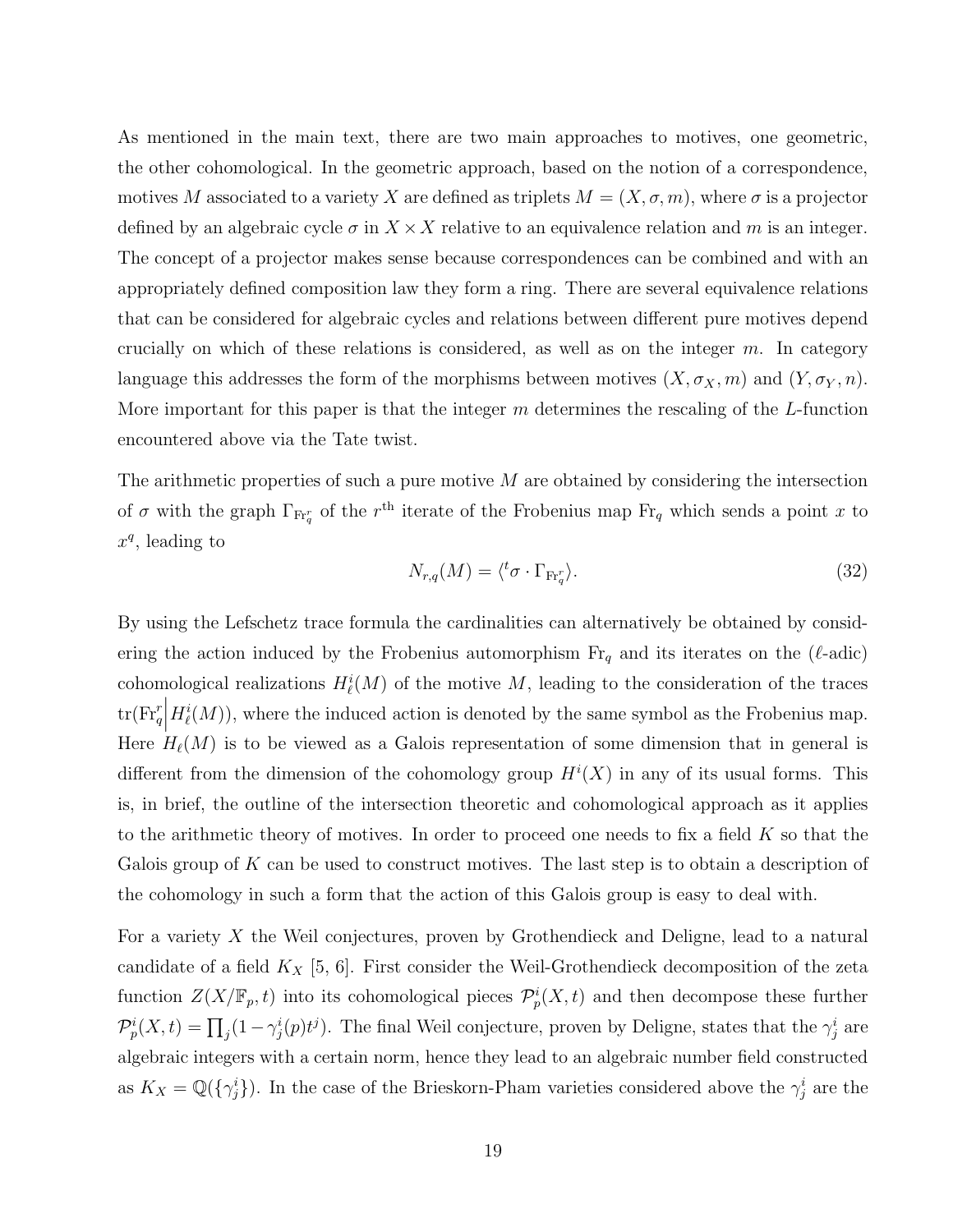As mentioned in the main text, there are two main approaches to motives, one geometric, the other cohomological. In the geometric approach, based on the notion of a correspondence, motives $M$ associated to a variety $X$ are defined as triplets $M = (X, \sigma, m)$, where $\sigma$ is a projector defined by an algebraic cycle $\sigma$ in $X \times X$ relative to an equivalence relation and $m$ is an integer. The concept of a projector makes sense because correspondences can be combined and with an appropriately defined composition law they form a ring. There are several equivalence relations that can be considered for algebraic cycles and relations between different pure motives depend crucially on which of these relations is considered, as well as on the integer $m$. In category language this addresses the form of the morphisms between motives $(X, \sigma_X, m)$ and $(Y, \sigma_Y, n)$. More important for this paper is that the integer $m$ determines the rescaling of the $L$-function encountered above via the Tate twist.

The arithmetic properties of such a pure motive $M$ are obtained by considering the intersection of $\sigma$ with the graph $\Gamma_{\mathrm{Fr}_q^r}$ of the $r^{\mathrm{th}}$ iterate of the Frobenius map $\mathrm{Fr}_q$ which sends a point $x$ to $x^q$, leading to

$$N_{r,q}(M) = \langle {}^t\sigma \cdot \Gamma_{\mathrm{Fr}_q^r} \rangle. \tag{32}$$

By using the Lefschetz trace formula the cardinalities can alternatively be obtained by considering the action induced by the Frobenius automorphism $\mathrm{Fr}_q$ and its iterates on the ($\ell$-adic) cohomological realizations $H^i_\ell(M)$ of the motive $M$, leading to the consideration of the traces $\mathrm{tr}(\mathrm{Fr}_q^r \big| H^i_\ell(M))$, where the induced action is denoted by the same symbol as the Frobenius map. Here $H_\ell(M)$ is to be viewed as a Galois representation of some dimension that in general is different from the dimension of the cohomology group $H^i(X)$ in any of its usual forms. This is, in brief, the outline of the intersection theoretic and cohomological approach as it applies to the arithmetic theory of motives. In order to proceed one needs to fix a field $K$ so that the Galois group of $K$ can be used to construct motives. The last step is to obtain a description of the cohomology in such a form that the action of this Galois group is easy to deal with.

For a variety $X$ the Weil conjectures, proven by Grothendieck and Deligne, lead to a natural candidate of a field $K_X$ [5, 6]. First consider the Weil-Grothendieck decomposition of the zeta function $Z(X/\mathbb{F}_p, t)$ into its cohomological pieces $\mathcal{P}^i_p(X, t)$ and then decompose these further $\mathcal{P}^i_p(X, t) = \prod_j (1 - \gamma^i_j(p) t^j)$. The final Weil conjecture, proven by Deligne, states that the $\gamma^i_j$ are algebraic integers with a certain norm, hence they lead to an algebraic number field constructed as $K_X = \mathbb{Q}(\{\gamma^i_j\})$. In the case of the Brieskorn-Pham varieties considered above the $\gamma^i_j$ are the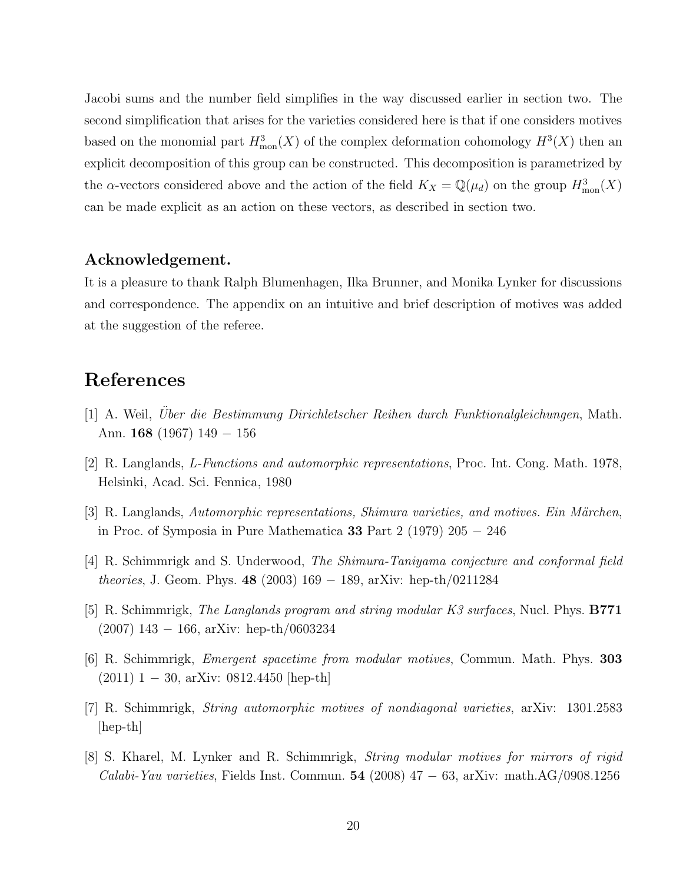Jacobi sums and the number field simplifies in the way discussed earlier in section two. The second simplification that arises for the varieties considered here is that if one considers motives based on the monomial part $H^3_{\rm mon}(X)$ of the complex deformation cohomology $H^3(X)$ then an explicit decomposition of this group can be constructed. This decomposition is parametrized by the $\alpha$-vectors considered above and the action of the field $K_X = \mathbb{Q}(\mu_d)$ on the group $H^3_{\rm mon}(X)$ can be made explicit as an action on these vectors, as described in section two.

### Acknowledgement.

It is a pleasure to thank Ralph Blumenhagen, Ilka Brunner, and Monika Lynker for discussions and correspondence. The appendix on an intuitive and brief description of motives was added at the suggestion of the referee.

## References

[1] A. Weil, *Über die Bestimmung Dirichletscher Reihen durch Funktionalgleichungen*, Math. Ann. **168** (1967) 149 − 156

[2] R. Langlands, *L-Functions and automorphic representations*, Proc. Int. Cong. Math. 1978, Helsinki, Acad. Sci. Fennica, 1980

[3] R. Langlands, *Automorphic representations, Shimura varieties, and motives. Ein Märchen*, in Proc. of Symposia in Pure Mathematica **33** Part 2 (1979) 205 − 246

[4] R. Schimmrigk and S. Underwood, *The Shimura-Taniyama conjecture and conformal field theories*, J. Geom. Phys. **48** (2003) 169 − 189, arXiv: hep-th/0211284

[5] R. Schimmrigk, *The Langlands program and string modular K3 surfaces*, Nucl. Phys. **B771** (2007) 143 − 166, arXiv: hep-th/0603234

[6] R. Schimmrigk, *Emergent spacetime from modular motives*, Commun. Math. Phys. **303** (2011) 1 − 30, arXiv: 0812.4450 [hep-th]

[7] R. Schimmrigk, *String automorphic motives of nondiagonal varieties*, arXiv: 1301.2583 [hep-th]

[8] S. Kharel, M. Lynker and R. Schimmrigk, *String modular motives for mirrors of rigid Calabi-Yau varieties*, Fields Inst. Commun. **54** (2008) 47 − 63, arXiv: math.AG/0908.1256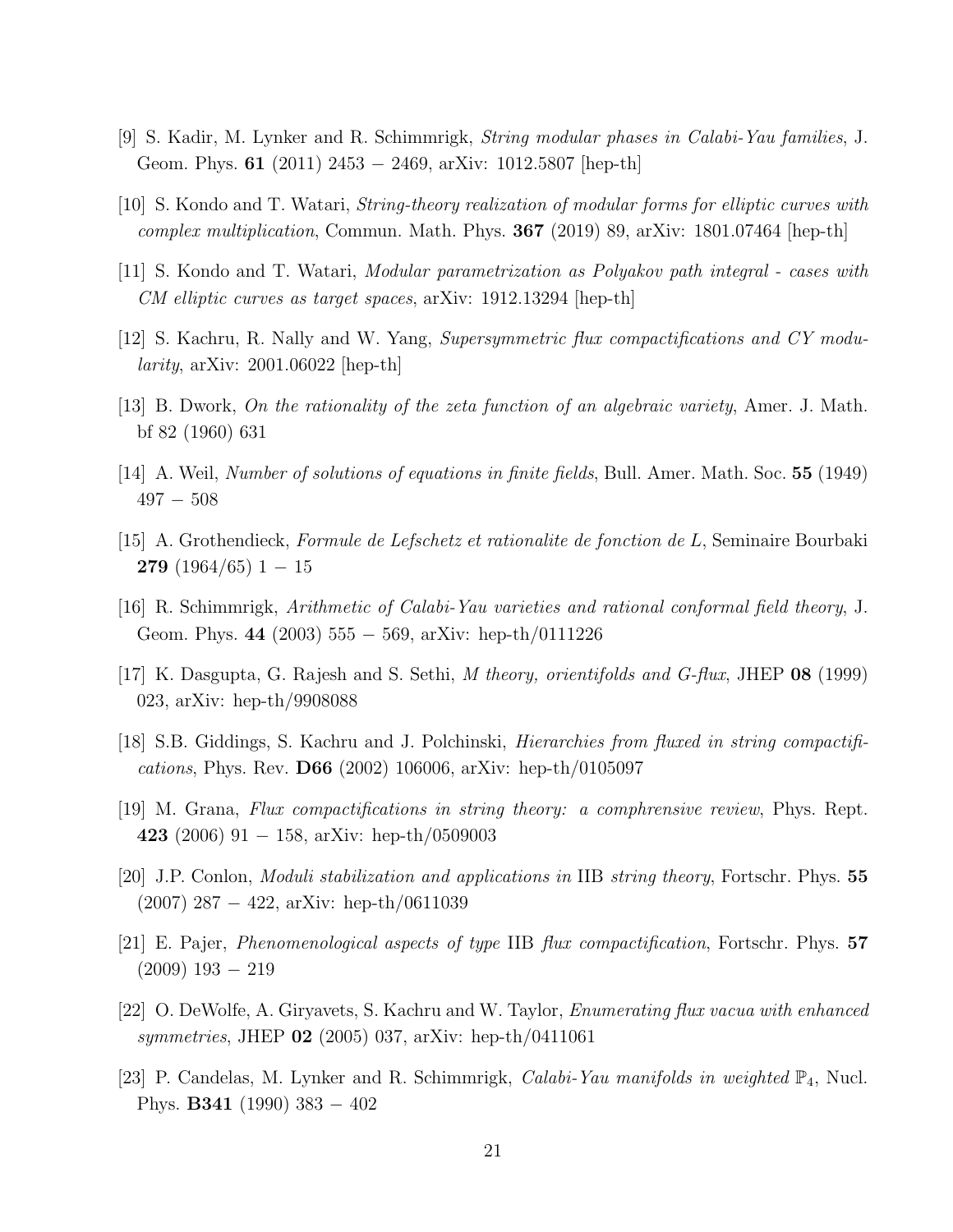[9] S. Kadir, M. Lynker and R. Schimmrigk, *String modular phases in Calabi-Yau families*, J. Geom. Phys. **61** (2011) 2453 − 2469, arXiv: 1012.5807 [hep-th]

[10] S. Kondo and T. Watari, *String-theory realization of modular forms for elliptic curves with complex multiplication*, Commun. Math. Phys. **367** (2019) 89, arXiv: 1801.07464 [hep-th]

[11] S. Kondo and T. Watari, *Modular parametrization as Polyakov path integral - cases with CM elliptic curves as target spaces*, arXiv: 1912.13294 [hep-th]

[12] S. Kachru, R. Nally and W. Yang, *Supersymmetric flux compactifications and CY modularity*, arXiv: 2001.06022 [hep-th]

[13] B. Dwork, *On the rationality of the zeta function of an algebraic variety*, Amer. J. Math. bf 82 (1960) 631

[14] A. Weil, *Number of solutions of equations in finite fields*, Bull. Amer. Math. Soc. **55** (1949) 497 − 508

[15] A. Grothendieck, *Formule de Lefschetz et rationalite de fonction de L*, Seminaire Bourbaki **279** (1964/65) 1 − 15

[16] R. Schimmrigk, *Arithmetic of Calabi-Yau varieties and rational conformal field theory*, J. Geom. Phys. **44** (2003) 555 − 569, arXiv: hep-th/0111226

[17] K. Dasgupta, G. Rajesh and S. Sethi, *M theory, orientifolds and G-flux*, JHEP **08** (1999) 023, arXiv: hep-th/9908088

[18] S.B. Giddings, S. Kachru and J. Polchinski, *Hierarchies from fluxed in string compactifications*, Phys. Rev. **D66** (2002) 106006, arXiv: hep-th/0105097

[19] M. Grana, *Flux compactifications in string theory: a comphrensive review*, Phys. Rept. **423** (2006) 91 − 158, arXiv: hep-th/0509003

[20] J.P. Conlon, *Moduli stabilization and applications in* IIB *string theory*, Fortschr. Phys. **55** (2007) 287 − 422, arXiv: hep-th/0611039

[21] E. Pajer, *Phenomenological aspects of type* IIB *flux compactification*, Fortschr. Phys. **57** (2009) 193 − 219

[22] O. DeWolfe, A. Giryavets, S. Kachru and W. Taylor, *Enumerating flux vacua with enhanced symmetries*, JHEP **02** (2005) 037, arXiv: hep-th/0411061

[23] P. Candelas, M. Lynker and R. Schimmrigk, *Calabi-Yau manifolds in weighted* $\mathbb{P}_4$, Nucl. Phys. **B341** (1990) 383 − 402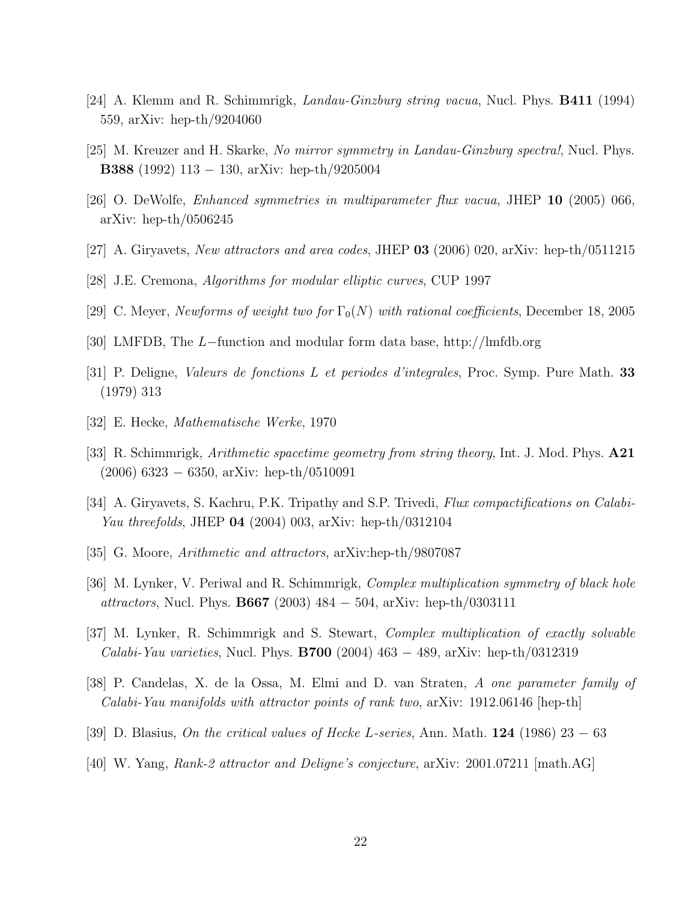[24] A. Klemm and R. Schimmrigk, *Landau-Ginzburg string vacua*, Nucl. Phys. **B411** (1994) 559, arXiv: hep-th/9204060

[25] M. Kreuzer and H. Skarke, *No mirror symmetry in Landau-Ginzburg spectra!*, Nucl. Phys. **B388** (1992) 113 − 130, arXiv: hep-th/9205004

[26] O. DeWolfe, *Enhanced symmetries in multiparameter flux vacua*, JHEP **10** (2005) 066, arXiv: hep-th/0506245

[27] A. Giryavets, *New attractors and area codes*, JHEP **03** (2006) 020, arXiv: hep-th/0511215

[28] J.E. Cremona, *Algorithms for modular elliptic curves*, CUP 1997

[29] C. Meyer, *Newforms of weight two for* $\Gamma_0(N)$ *with rational coefficients*, December 18, 2005

[30] LMFDB, The $L-$function and modular form data base, http://lmfdb.org

[31] P. Deligne, *Valeurs de fonctions L et periodes d'integrales*, Proc. Symp. Pure Math. **33** (1979) 313

[32] E. Hecke, *Mathematische Werke*, 1970

[33] R. Schimmrigk, *Arithmetic spacetime geometry from string theory*, Int. J. Mod. Phys. **A21** (2006) 6323 − 6350, arXiv: hep-th/0510091

[34] A. Giryavets, S. Kachru, P.K. Tripathy and S.P. Trivedi, *Flux compactifications on Calabi-Yau threefolds*, JHEP **04** (2004) 003, arXiv: hep-th/0312104

[35] G. Moore, *Arithmetic and attractors*, arXiv:hep-th/9807087

[36] M. Lynker, V. Periwal and R. Schimmrigk, *Complex multiplication symmetry of black hole attractors*, Nucl. Phys. **B667** (2003) 484 − 504, arXiv: hep-th/0303111

[37] M. Lynker, R. Schimmrigk and S. Stewart, *Complex multiplication of exactly solvable Calabi-Yau varieties*, Nucl. Phys. **B700** (2004) 463 − 489, arXiv: hep-th/0312319

[38] P. Candelas, X. de la Ossa, M. Elmi and D. van Straten, *A one parameter family of Calabi-Yau manifolds with attractor points of rank two*, arXiv: 1912.06146 [hep-th]

[39] D. Blasius, *On the critical values of Hecke L-series*, Ann. Math. **124** (1986) 23 − 63

[40] W. Yang, *Rank-2 attractor and Deligne's conjecture*, arXiv: 2001.07211 [math.AG]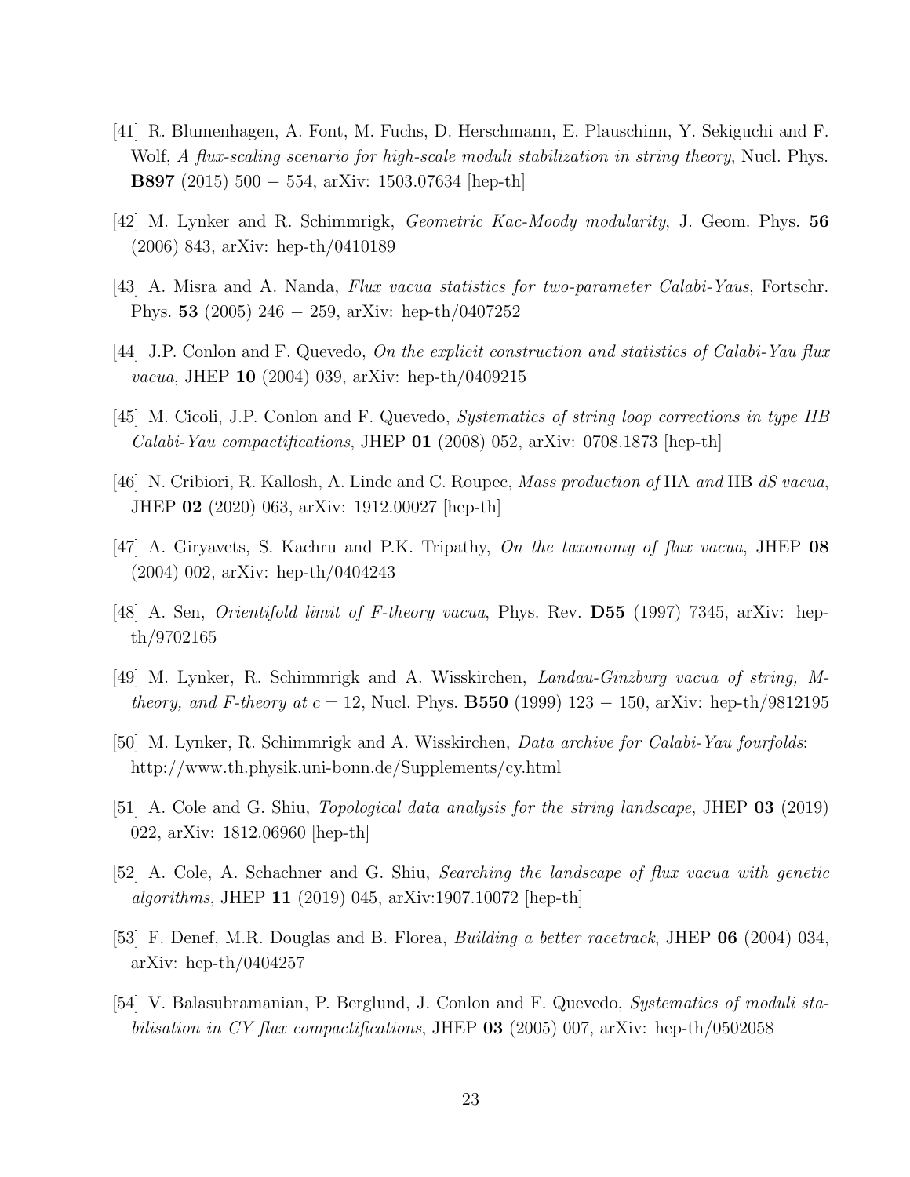[41] R. Blumenhagen, A. Font, M. Fuchs, D. Herschmann, E. Plauschinn, Y. Sekiguchi and F. Wolf, *A flux-scaling scenario for high-scale moduli stabilization in string theory*, Nucl. Phys. **B897** (2015) 500 − 554, arXiv: 1503.07634 [hep-th]

[42] M. Lynker and R. Schimmrigk, *Geometric Kac-Moody modularity*, J. Geom. Phys. **56** (2006) 843, arXiv: hep-th/0410189

[43] A. Misra and A. Nanda, *Flux vacua statistics for two-parameter Calabi-Yaus*, Fortschr. Phys. **53** (2005) 246 − 259, arXiv: hep-th/0407252

[44] J.P. Conlon and F. Quevedo, *On the explicit construction and statistics of Calabi-Yau flux vacua*, JHEP **10** (2004) 039, arXiv: hep-th/0409215

[45] M. Cicoli, J.P. Conlon and F. Quevedo, *Systematics of string loop corrections in type IIB Calabi-Yau compactifications*, JHEP **01** (2008) 052, arXiv: 0708.1873 [hep-th]

[46] N. Cribiori, R. Kallosh, A. Linde and C. Roupec, *Mass production of* IIA *and* IIB *dS vacua*, JHEP **02** (2020) 063, arXiv: 1912.00027 [hep-th]

[47] A. Giryavets, S. Kachru and P.K. Tripathy, *On the taxonomy of flux vacua*, JHEP **08** (2004) 002, arXiv: hep-th/0404243

[48] A. Sen, *Orientifold limit of F-theory vacua*, Phys. Rev. **D55** (1997) 7345, arXiv: hep-th/9702165

[49] M. Lynker, R. Schimmrigk and A. Wisskirchen, *Landau-Ginzburg vacua of string, M-theory, and F-theory at $c = 12$*, Nucl. Phys. **B550** (1999) 123 − 150, arXiv: hep-th/9812195

[50] M. Lynker, R. Schimmrigk and A. Wisskirchen, *Data archive for Calabi-Yau fourfolds*: http://www.th.physik.uni-bonn.de/Supplements/cy.html

[51] A. Cole and G. Shiu, *Topological data analysis for the string landscape*, JHEP **03** (2019) 022, arXiv: 1812.06960 [hep-th]

[52] A. Cole, A. Schachner and G. Shiu, *Searching the landscape of flux vacua with genetic algorithms*, JHEP **11** (2019) 045, arXiv:1907.10072 [hep-th]

[53] F. Denef, M.R. Douglas and B. Florea, *Building a better racetrack*, JHEP **06** (2004) 034, arXiv: hep-th/0404257

[54] V. Balasubramanian, P. Berglund, J. Conlon and F. Quevedo, *Systematics of moduli stabilisation in CY flux compactifications*, JHEP **03** (2005) 007, arXiv: hep-th/0502058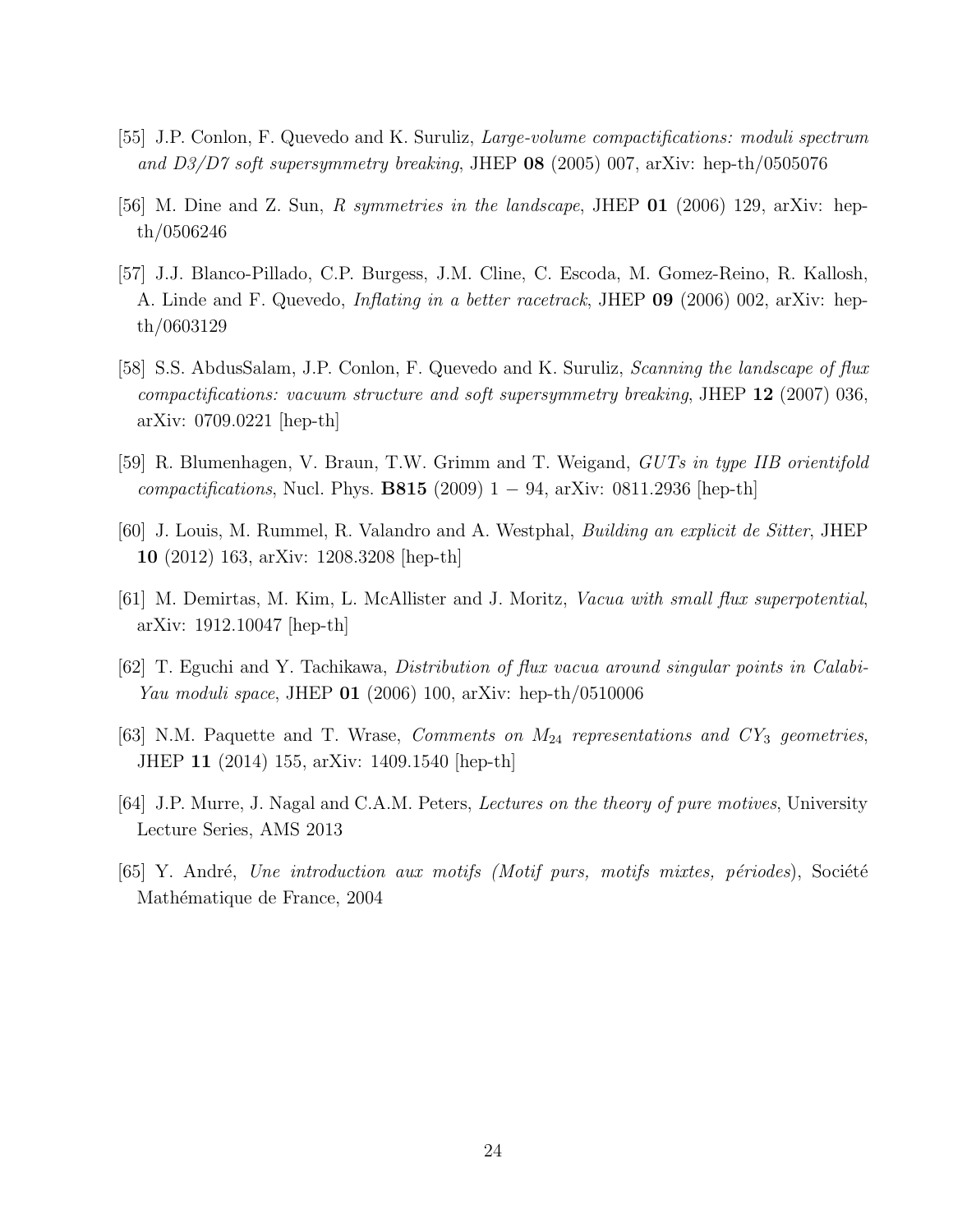[55] J.P. Conlon, F. Quevedo and K. Suruliz, *Large-volume compactifications: moduli spectrum and D3/D7 soft supersymmetry breaking*, JHEP **08** (2005) 007, arXiv: hep-th/0505076

[56] M. Dine and Z. Sun, *R symmetries in the landscape*, JHEP **01** (2006) 129, arXiv: hep-th/0506246

[57] J.J. Blanco-Pillado, C.P. Burgess, J.M. Cline, C. Escoda, M. Gomez-Reino, R. Kallosh, A. Linde and F. Quevedo, *Inflating in a better racetrack*, JHEP **09** (2006) 002, arXiv: hep-th/0603129

[58] S.S. AbdusSalam, J.P. Conlon, F. Quevedo and K. Suruliz, *Scanning the landscape of flux compactifications: vacuum structure and soft supersymmetry breaking*, JHEP **12** (2007) 036, arXiv: 0709.0221 [hep-th]

[59] R. Blumenhagen, V. Braun, T.W. Grimm and T. Weigand, *GUTs in type IIB orientifold compactifications*, Nucl. Phys. **B815** (2009) 1 − 94, arXiv: 0811.2936 [hep-th]

[60] J. Louis, M. Rummel, R. Valandro and A. Westphal, *Building an explicit de Sitter*, JHEP **10** (2012) 163, arXiv: 1208.3208 [hep-th]

[61] M. Demirtas, M. Kim, L. McAllister and J. Moritz, *Vacua with small flux superpotential*, arXiv: 1912.10047 [hep-th]

[62] T. Eguchi and Y. Tachikawa, *Distribution of flux vacua around singular points in Calabi-Yau moduli space*, JHEP **01** (2006) 100, arXiv: hep-th/0510006

[63] N.M. Paquette and T. Wrase, *Comments on $M_{24}$ representations and $CY_3$ geometries*, JHEP **11** (2014) 155, arXiv: 1409.1540 [hep-th]

[64] J.P. Murre, J. Nagal and C.A.M. Peters, *Lectures on the theory of pure motives*, University Lecture Series, AMS 2013

[65] Y. André, *Une introduction aux motifs (Motif purs, motifs mixtes, périodes)*, Société Mathématique de France, 2004